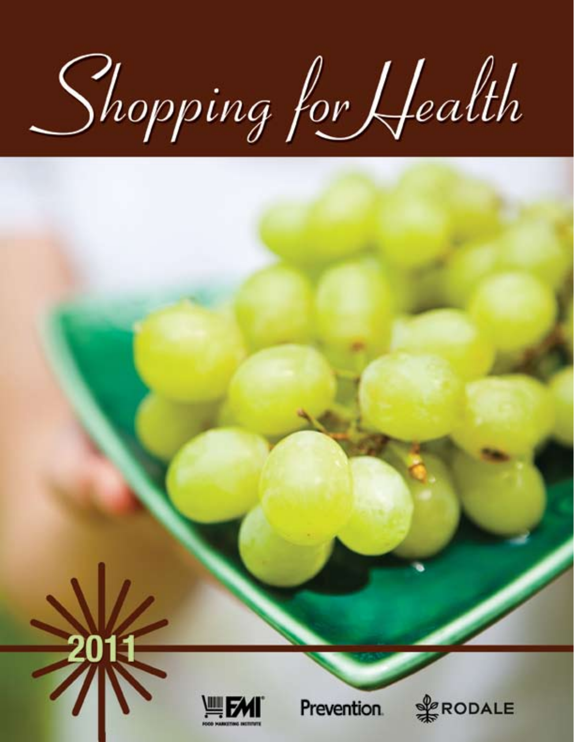# Shopping for Health

2011

FMI FOOD MARKETING INSTITUTE

Prevention

RODALE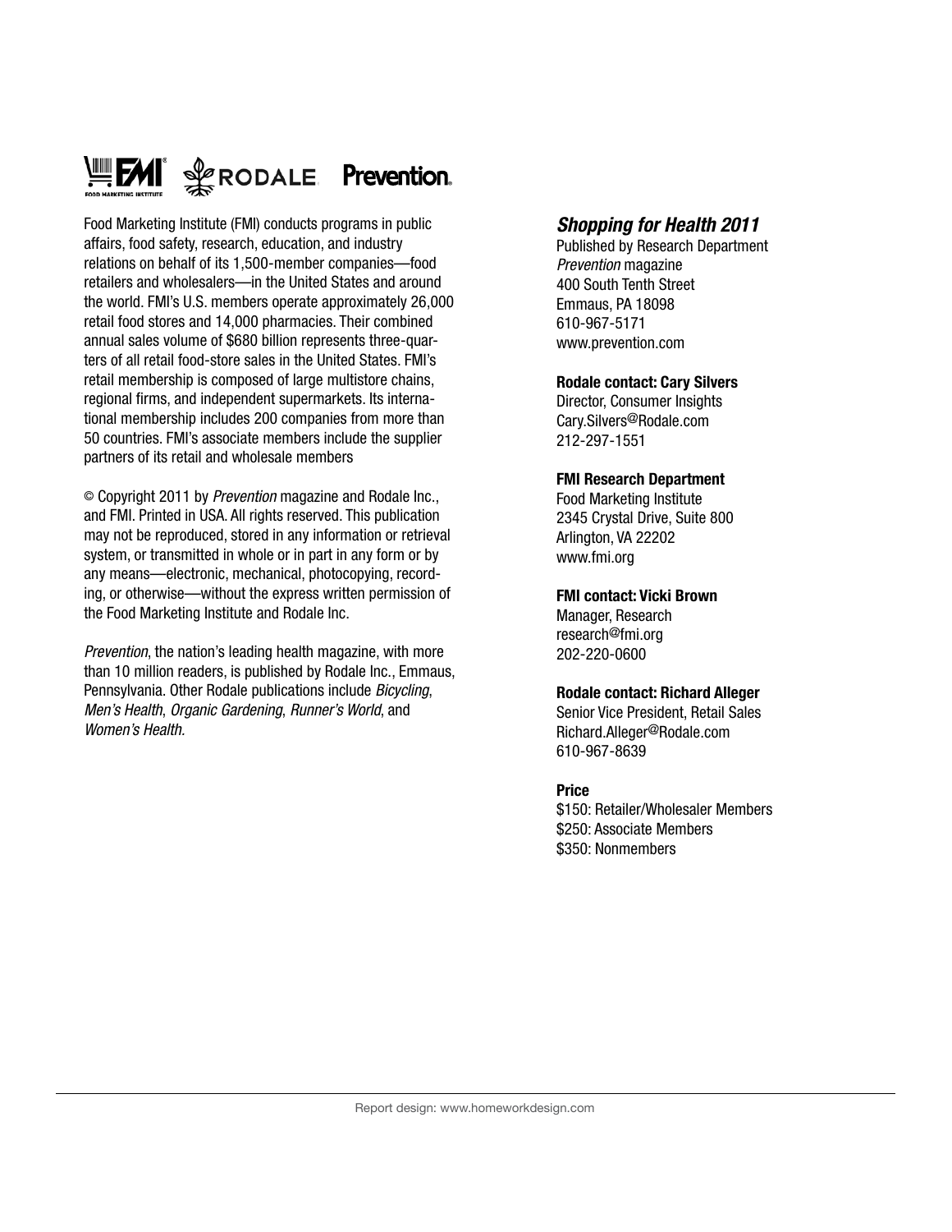Food Marketing Institute (FMI) conducts programs in public affairs, food safety, research, education, and industry relations on behalf of its 1,500-member companies—food retailers and wholesalers—in the United States and around the world. FMI's U.S. members operate approximately 26,000 retail food stores and 14,000 pharmacies. Their combined annual sales volume of $680 billion represents three-quarters of all retail food-store sales in the United States. FMI's retail membership is composed of large multistore chains, regional firms, and independent supermarkets. Its international membership includes 200 companies from more than 50 countries. FMI's associate members include the supplier partners of its retail and wholesale members

© Copyright 2011 by *Prevention* magazine and Rodale Inc., and FMI. Printed in USA. All rights reserved. This publication may not be reproduced, stored in any information or retrieval system, or transmitted in whole or in part in any form or by any means—electronic, mechanical, photocopying, recording, or otherwise—without the express written permission of the Food Marketing Institute and Rodale Inc.

*Prevention*, the nation's leading health magazine, with more than 10 million readers, is published by Rodale Inc., Emmaus, Pennsylvania. Other Rodale publications include *Bicycling*, *Men's Health*, *Organic Gardening*, *Runner's World*, and *Women's Health.*

## *Shopping for Health 2011*

Published by Research Department
*Prevention* magazine
400 South Tenth Street
Emmaus, PA 18098
610-967-5171
www.prevention.com

**Rodale contact: Cary Silvers**
Director, Consumer Insights
Cary.Silvers@Rodale.com
212-297-1551

**FMI Research Department**
Food Marketing Institute
2345 Crystal Drive, Suite 800
Arlington, VA 22202
www.fmi.org

**FMI contact: Vicki Brown**
Manager, Research
research@fmi.org
202-220-0600

**Rodale contact: Richard Alleger**
Senior Vice President, Retail Sales
Richard.Alleger@Rodale.com
610-967-8639

**Price**
$150: Retailer/Wholesaler Members
$250: Associate Members
$350: Nonmembers

Report design: www.homeworkdesign.com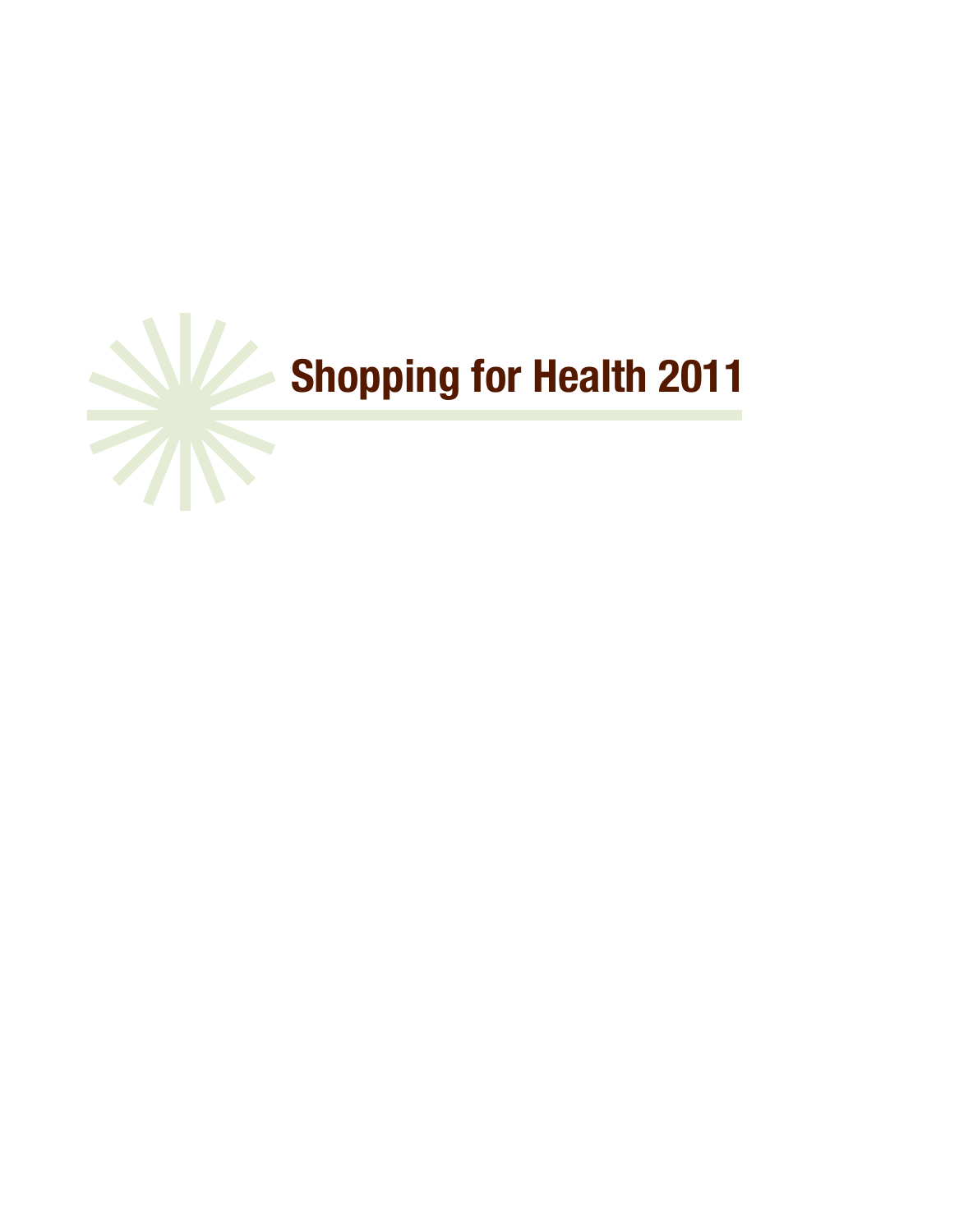# Shopping for Health 2011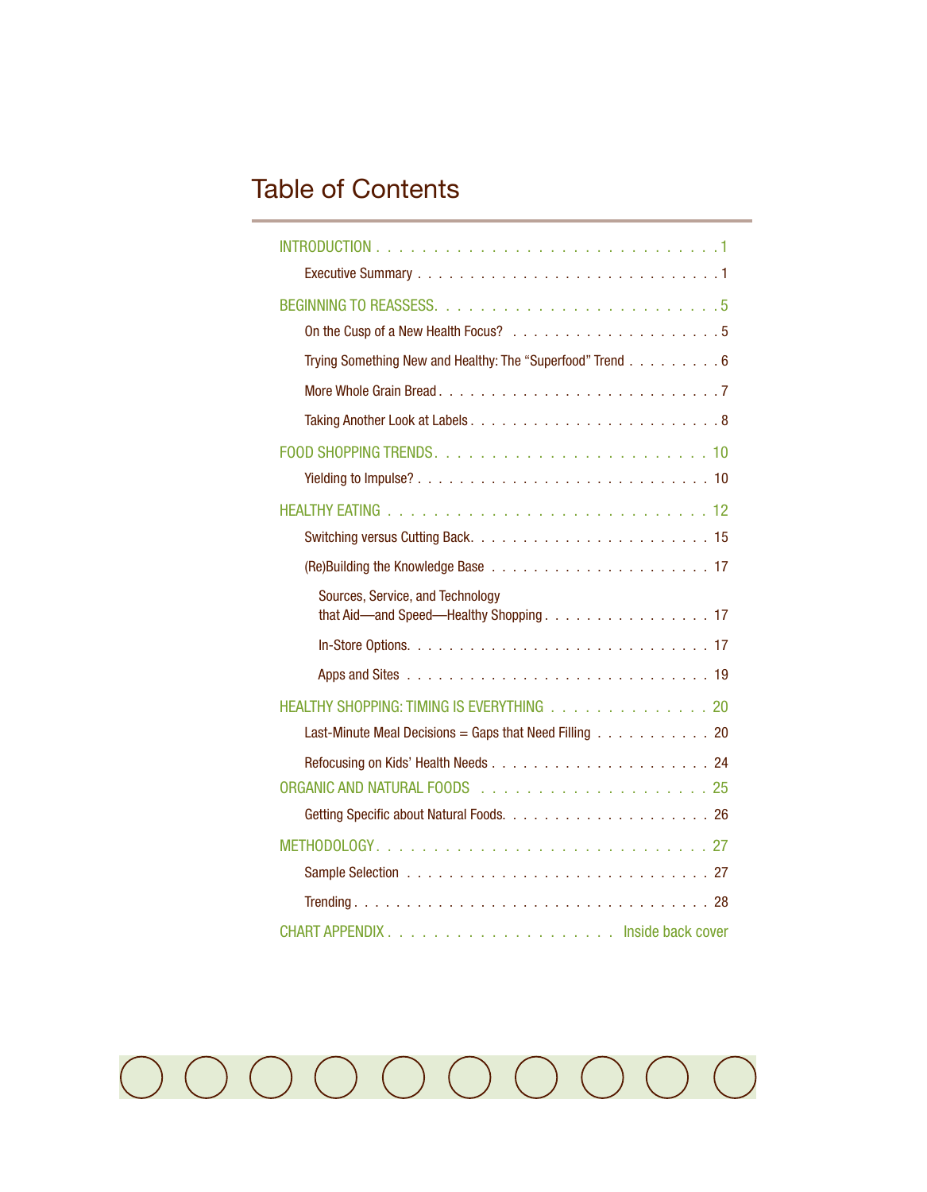# Table of Contents

- INTRODUCTION . . . 1
  - Executive Summary . . . 1
- BEGINNING TO REASSESS . . . 5
  - On the Cusp of a New Health Focus? . . . 5
  - Trying Something New and Healthy: The "Superfood" Trend . . . 6
  - More Whole Grain Bread . . . 7
  - Taking Another Look at Labels . . . 8
- FOOD SHOPPING TRENDS . . . 10
  - Yielding to Impulse? . . . 10
- HEALTHY EATING . . . 12
  - Switching versus Cutting Back . . . 15
  - (Re)Building the Knowledge Base . . . 17
    - Sources, Service, and Technology that Aid—and Speed—Healthy Shopping . . . 17
    - In-Store Options . . . 17
    - Apps and Sites . . . 19
- HEALTHY SHOPPING: TIMING IS EVERYTHING . . . 20
  - Last-Minute Meal Decisions = Gaps that Need Filling . . . 20
  - Refocusing on Kids' Health Needs . . . 24
- ORGANIC AND NATURAL FOODS . . . 25
  - Getting Specific about Natural Foods . . . 26
- METHODOLOGY . . . 27
  - Sample Selection . . . 27
  - Trending . . . 28
- CHART APPENDIX . . . Inside back cover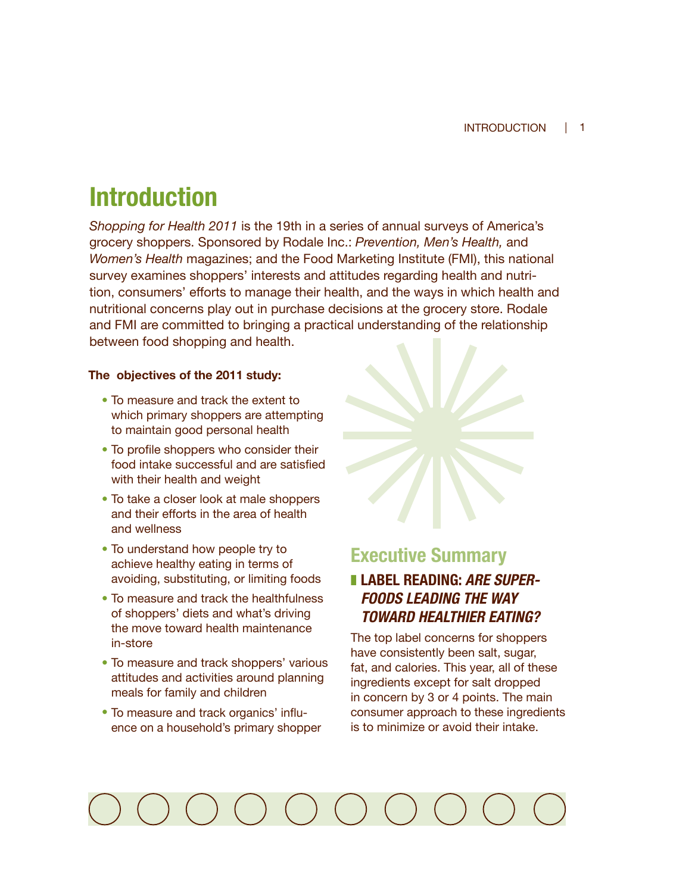# Introduction

*Shopping for Health 2011* is the 19th in a series of annual surveys of America's grocery shoppers. Sponsored by Rodale Inc.: *Prevention, Men's Health,* and *Women's Health* magazines; and the Food Marketing Institute (FMI), this national survey examines shoppers' interests and attitudes regarding health and nutrition, consumers' efforts to manage their health, and the ways in which health and nutritional concerns play out in purchase decisions at the grocery store. Rodale and FMI are committed to bringing a practical understanding of the relationship between food shopping and health.

**The objectives of the 2011 study:**

- To measure and track the extent to which primary shoppers are attempting to maintain good personal health
- To profile shoppers who consider their food intake successful and are satisfied with their health and weight
- To take a closer look at male shoppers and their efforts in the area of health and wellness
- To understand how people try to achieve healthy eating in terms of avoiding, substituting, or limiting foods
- To measure and track the healthfulness of shoppers' diets and what's driving the move toward health maintenance in-store
- To measure and track shoppers' various attitudes and activities around planning meals for family and children
- To measure and track organics' influence on a household's primary shopper

## Executive Summary

### LABEL READING: *ARE SUPERFOODS LEADING THE WAY TOWARD HEALTHIER EATING?*

The top label concerns for shoppers have consistently been salt, sugar, fat, and calories. This year, all of these ingredients except for salt dropped in concern by 3 or 4 points. The main consumer approach to these ingredients is to minimize or avoid their intake.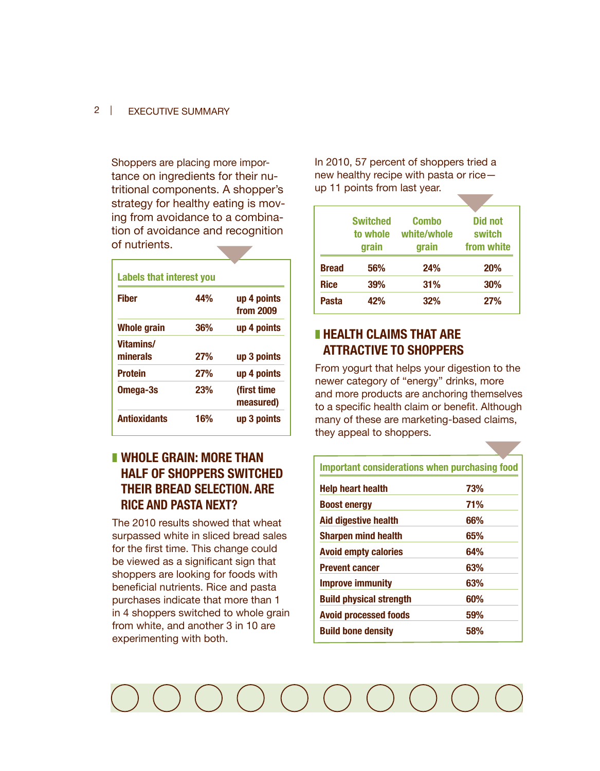Shoppers are placing more importance on ingredients for their nutritional components. A shopper's strategy for healthy eating is moving from avoidance to a combination of avoidance and recognition of nutrients.

| Labels that interest you | | |
|---|---|---|
| Fiber | 44% | up 4 points from 2009 |
| Whole grain | 36% | up 4 points |
| Vitamins/ minerals | 27% | up 3 points |
| Protein | 27% | up 4 points |
| Omega-3s | 23% | (first time measured) |
| Antioxidants | 16% | up 3 points |

## WHOLE GRAIN: MORE THAN HALF OF SHOPPERS SWITCHED THEIR BREAD SELECTION. ARE RICE AND PASTA NEXT?

The 2010 results showed that wheat surpassed white in sliced bread sales for the first time. This change could be viewed as a significant sign that shoppers are looking for foods with beneficial nutrients. Rice and pasta purchases indicate that more than 1 in 4 shoppers switched to whole grain from white, and another 3 in 10 are experimenting with both.

In 2010, 57 percent of shoppers tried a new healthy recipe with pasta or rice—up 11 points from last year.

| | Switched to whole grain | Combo white/whole grain | Did not switch from white |
|---|---|---|---|
| Bread | 56% | 24% | 20% |
| Rice | 39% | 31% | 30% |
| Pasta | 42% | 32% | 27% |

## HEALTH CLAIMS THAT ARE ATTRACTIVE TO SHOPPERS

From yogurt that helps your digestion to the newer category of "energy" drinks, more and more products are anchoring themselves to a specific health claim or benefit. Although many of these are marketing-based claims, they appeal to shoppers.

| Important considerations when purchasing food | |
|---|---|
| Help heart health | 73% |
| Boost energy | 71% |
| Aid digestive health | 66% |
| Sharpen mind health | 65% |
| Avoid empty calories | 64% |
| Prevent cancer | 63% |
| Improve immunity | 63% |
| Build physical strength | 60% |
| Avoid processed foods | 59% |
| Build bone density | 58% |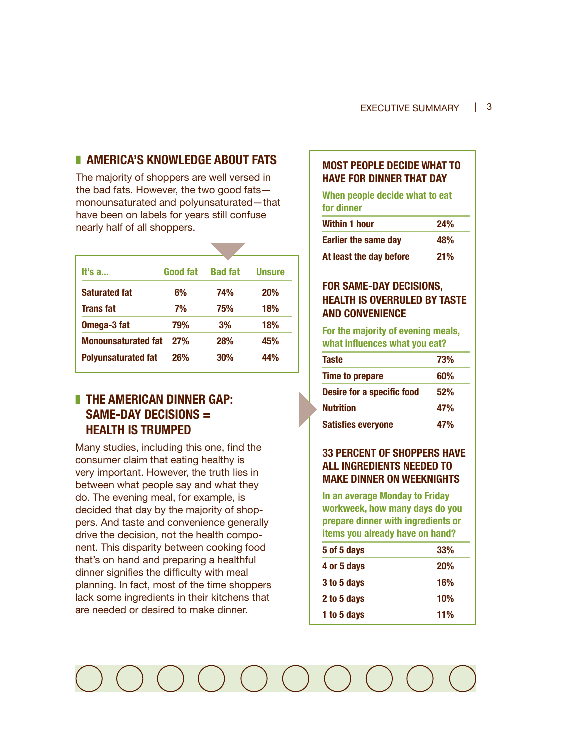## AMERICA'S KNOWLEDGE ABOUT FATS

The majority of shoppers are well versed in the bad fats. However, the two good fats—monounsaturated and polyunsaturated—that have been on labels for years still confuse nearly half of all shoppers.

| It's a... | Good fat | Bad fat | Unsure |
|---|---|---|---|
| Saturated fat | 6% | 74% | 20% |
| Trans fat | 7% | 75% | 18% |
| Omega-3 fat | 79% | 3% | 18% |
| Monounsaturated fat | 27% | 28% | 45% |
| Polyunsaturated fat | 26% | 30% | 44% |

## THE AMERICAN DINNER GAP: SAME-DAY DECISIONS = HEALTH IS TRUMPED

Many studies, including this one, find the consumer claim that eating healthy is very important. However, the truth lies in between what people say and what they do. The evening meal, for example, is decided that day by the majority of shoppers. And taste and convenience generally drive the decision, not the health component. This disparity between cooking food that's on hand and preparing a healthful dinner signifies the difficulty with meal planning. In fact, most of the time shoppers lack some ingredients in their kitchens that are needed or desired to make dinner.

### MOST PEOPLE DECIDE WHAT TO HAVE FOR DINNER THAT DAY

**When people decide what to eat for dinner**

| | |
|---|---|
| Within 1 hour | 24% |
| Earlier the same day | 48% |
| At least the day before | 21% |

### FOR SAME-DAY DECISIONS, HEALTH IS OVERRULED BY TASTE AND CONVENIENCE

**For the majority of evening meals, what influences what you eat?**

| | |
|---|---|
| Taste | 73% |
| Time to prepare | 60% |
| Desire for a specific food | 52% |
| Nutrition | 47% |
| Satisfies everyone | 47% |

### 33 PERCENT OF SHOPPERS HAVE ALL INGREDIENTS NEEDED TO MAKE DINNER ON WEEKNIGHTS

**In an average Monday to Friday workweek, how many days do you prepare dinner with ingredients or items you already have on hand?**

| | |
|---|---|
| 5 of 5 days | 33% |
| 4 or 5 days | 20% |
| 3 to 5 days | 16% |
| 2 to 5 days | 10% |
| 1 to 5 days | 11% |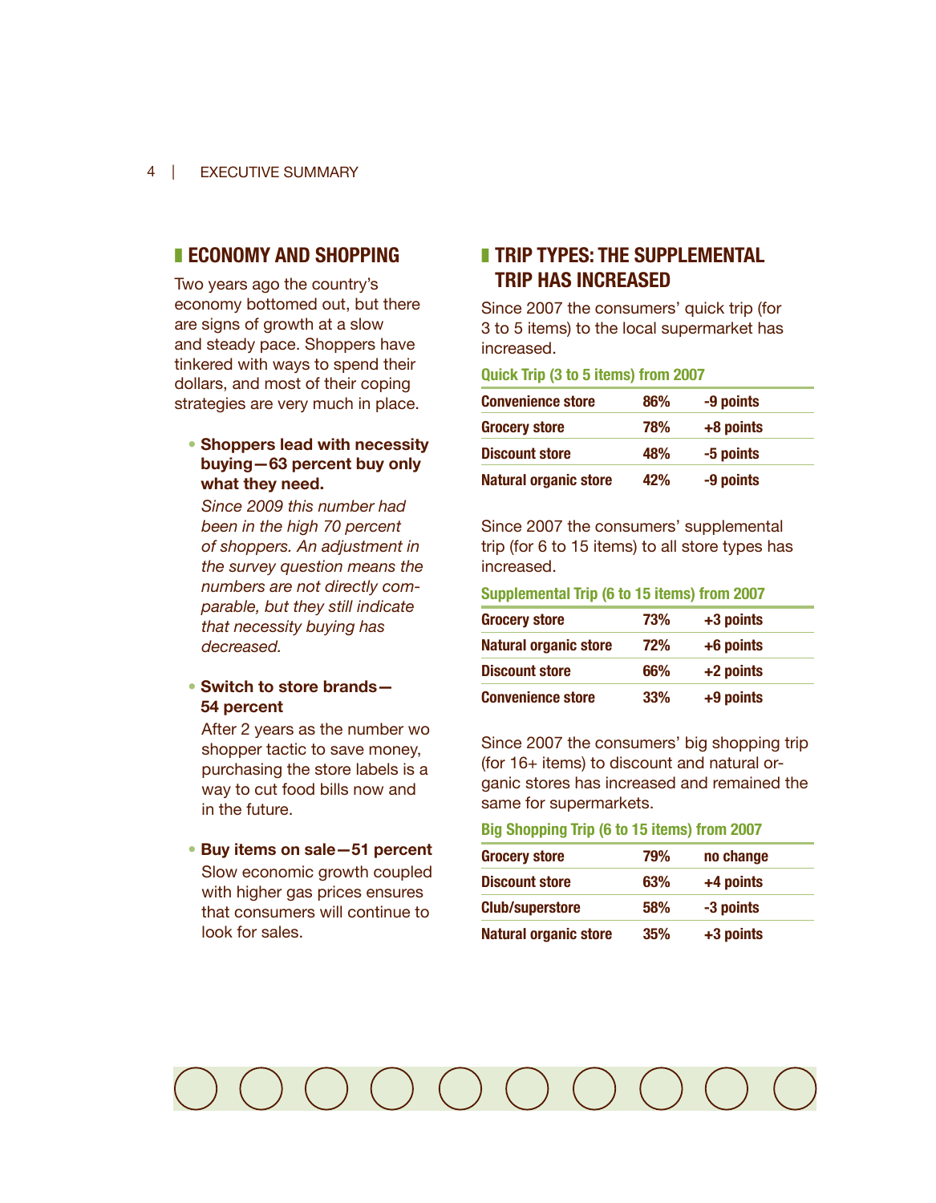## ECONOMY AND SHOPPING

Two years ago the country's economy bottomed out, but there are signs of growth at a slow and steady pace. Shoppers have tinkered with ways to spend their dollars, and most of their coping strategies are very much in place.

- **Shoppers lead with necessity buying—63 percent buy only what they need.**
  *Since 2009 this number had been in the high 70 percent of shoppers. An adjustment in the survey question means the numbers are not directly comparable, but they still indicate that necessity buying has decreased.*

- **Switch to store brands—54 percent**
  After 2 years as the number wo shopper tactic to save money, purchasing the store labels is a way to cut food bills now and in the future.

- **Buy items on sale—51 percent**
  Slow economic growth coupled with higher gas prices ensures that consumers will continue to look for sales.

## TRIP TYPES: THE SUPPLEMENTAL TRIP HAS INCREASED

Since 2007 the consumers' quick trip (for 3 to 5 items) to the local supermarket has increased.

**Quick Trip (3 to 5 items) from 2007**

| | | |
|---|---|---|
| Convenience store | 86% | -9 points |
| Grocery store | 78% | +8 points |
| Discount store | 48% | -5 points |
| Natural organic store | 42% | -9 points |

Since 2007 the consumers' supplemental trip (for 6 to 15 items) to all store types has increased.

**Supplemental Trip (6 to 15 items) from 2007**

| | | |
|---|---|---|
| Grocery store | 73% | +3 points |
| Natural organic store | 72% | +6 points |
| Discount store | 66% | +2 points |
| Convenience store | 33% | +9 points |

Since 2007 the consumers' big shopping trip (for 16+ items) to discount and natural organic stores has increased and remained the same for supermarkets.

**Big Shopping Trip (6 to 15 items) from 2007**

| | | |
|---|---|---|
| Grocery store | 79% | no change |
| Discount store | 63% | +4 points |
| Club/superstore | 58% | -3 points |
| Natural organic store | 35% | +3 points |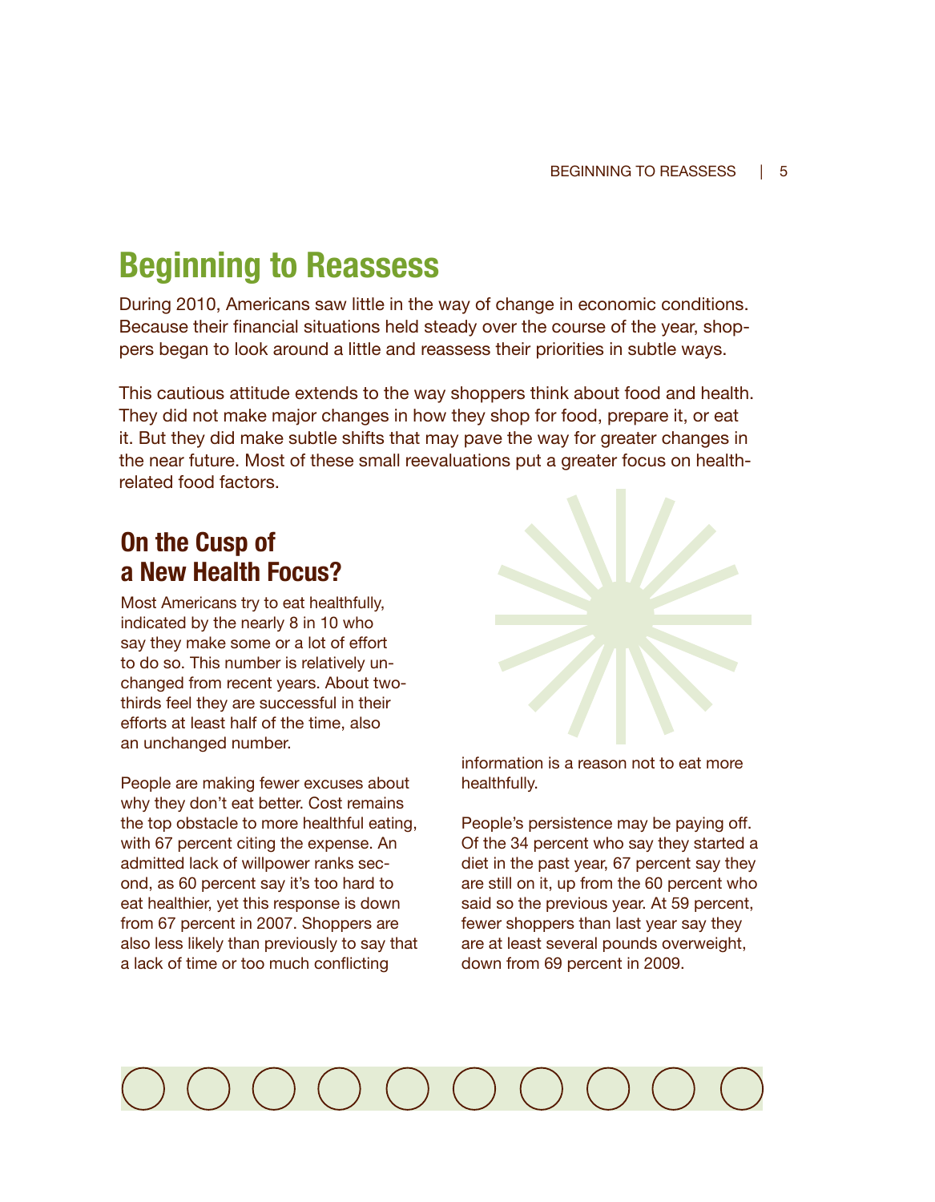# Beginning to Reassess

During 2010, Americans saw little in the way of change in economic conditions. Because their financial situations held steady over the course of the year, shoppers began to look around a little and reassess their priorities in subtle ways.

This cautious attitude extends to the way shoppers think about food and health. They did not make major changes in how they shop for food, prepare it, or eat it. But they did make subtle shifts that may pave the way for greater changes in the near future. Most of these small reevaluations put a greater focus on health-related food factors.

## On the Cusp of a New Health Focus?

Most Americans try to eat healthfully, indicated by the nearly 8 in 10 who say they make some or a lot of effort to do so. This number is relatively unchanged from recent years. About two-thirds feel they are successful in their efforts at least half of the time, also an unchanged number.

People are making fewer excuses about why they don't eat better. Cost remains the top obstacle to more healthful eating, with 67 percent citing the expense. An admitted lack of willpower ranks second, as 60 percent say it's too hard to eat healthier, yet this response is down from 67 percent in 2007. Shoppers are also less likely than previously to say that a lack of time or too much conflicting information is a reason not to eat more healthfully.

People's persistence may be paying off. Of the 34 percent who say they started a diet in the past year, 67 percent say they are still on it, up from the 60 percent who said so the previous year. At 59 percent, fewer shoppers than last year say they are at least several pounds overweight, down from 69 percent in 2009.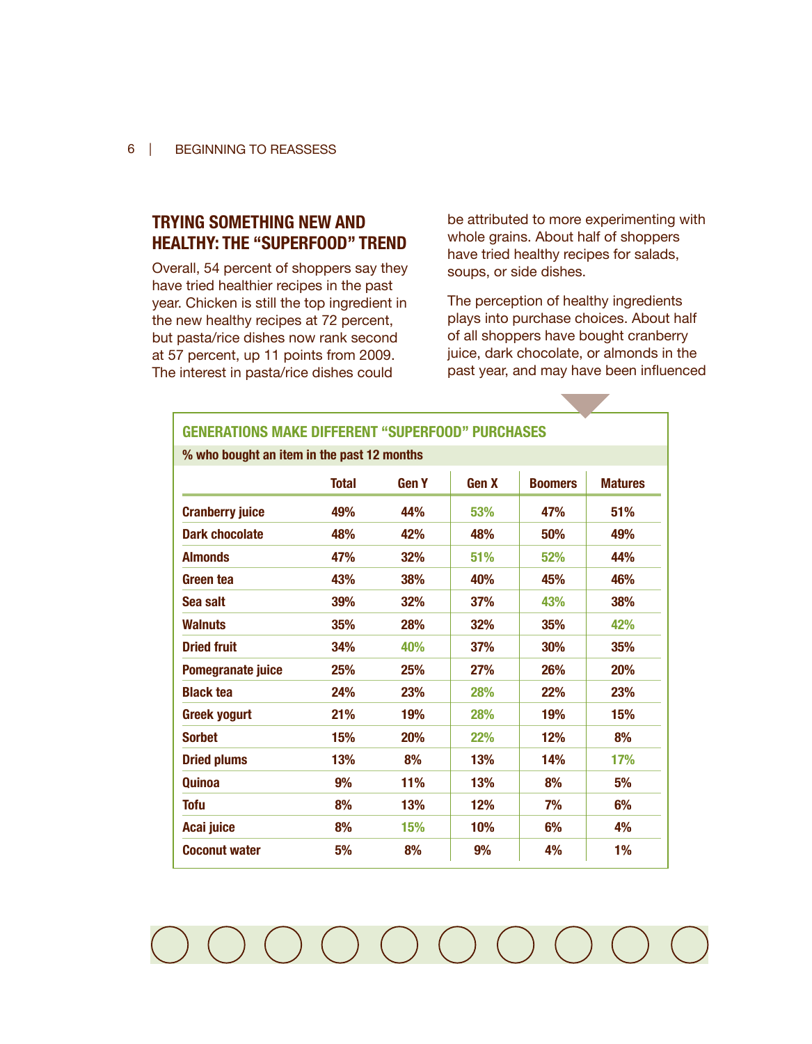## TRYING SOMETHING NEW AND HEALTHY: THE "SUPERFOOD" TREND

Overall, 54 percent of shoppers say they have tried healthier recipes in the past year. Chicken is still the top ingredient in the new healthy recipes at 72 percent, but pasta/rice dishes now rank second at 57 percent, up 11 points from 2009. The interest in pasta/rice dishes could be attributed to more experimenting with whole grains. About half of shoppers have tried healthy recipes for salads, soups, or side dishes.

The perception of healthy ingredients plays into purchase choices. About half of all shoppers have bought cranberry juice, dark chocolate, or almonds in the past year, and may have been influenced

**GENERATIONS MAKE DIFFERENT "SUPERFOOD" PURCHASES**

**% who bought an item in the past 12 months**

| | Total | Gen Y | Gen X | Boomers | Matures |
|---|---|---|---|---|---|
| Cranberry juice | 49% | 44% | 53% | 47% | 51% |
| Dark chocolate | 48% | 42% | 48% | 50% | 49% |
| Almonds | 47% | 32% | 51% | 52% | 44% |
| Green tea | 43% | 38% | 40% | 45% | 46% |
| Sea salt | 39% | 32% | 37% | 43% | 38% |
| Walnuts | 35% | 28% | 32% | 35% | 42% |
| Dried fruit | 34% | 40% | 37% | 30% | 35% |
| Pomegranate juice | 25% | 25% | 27% | 26% | 20% |
| Black tea | 24% | 23% | 28% | 22% | 23% |
| Greek yogurt | 21% | 19% | 28% | 19% | 15% |
| Sorbet | 15% | 20% | 22% | 12% | 8% |
| Dried plums | 13% | 8% | 13% | 14% | 17% |
| Quinoa | 9% | 11% | 13% | 8% | 5% |
| Tofu | 8% | 13% | 12% | 7% | 6% |
| Acai juice | 8% | 15% | 10% | 6% | 4% |
| Coconut water | 5% | 8% | 9% | 4% | 1% |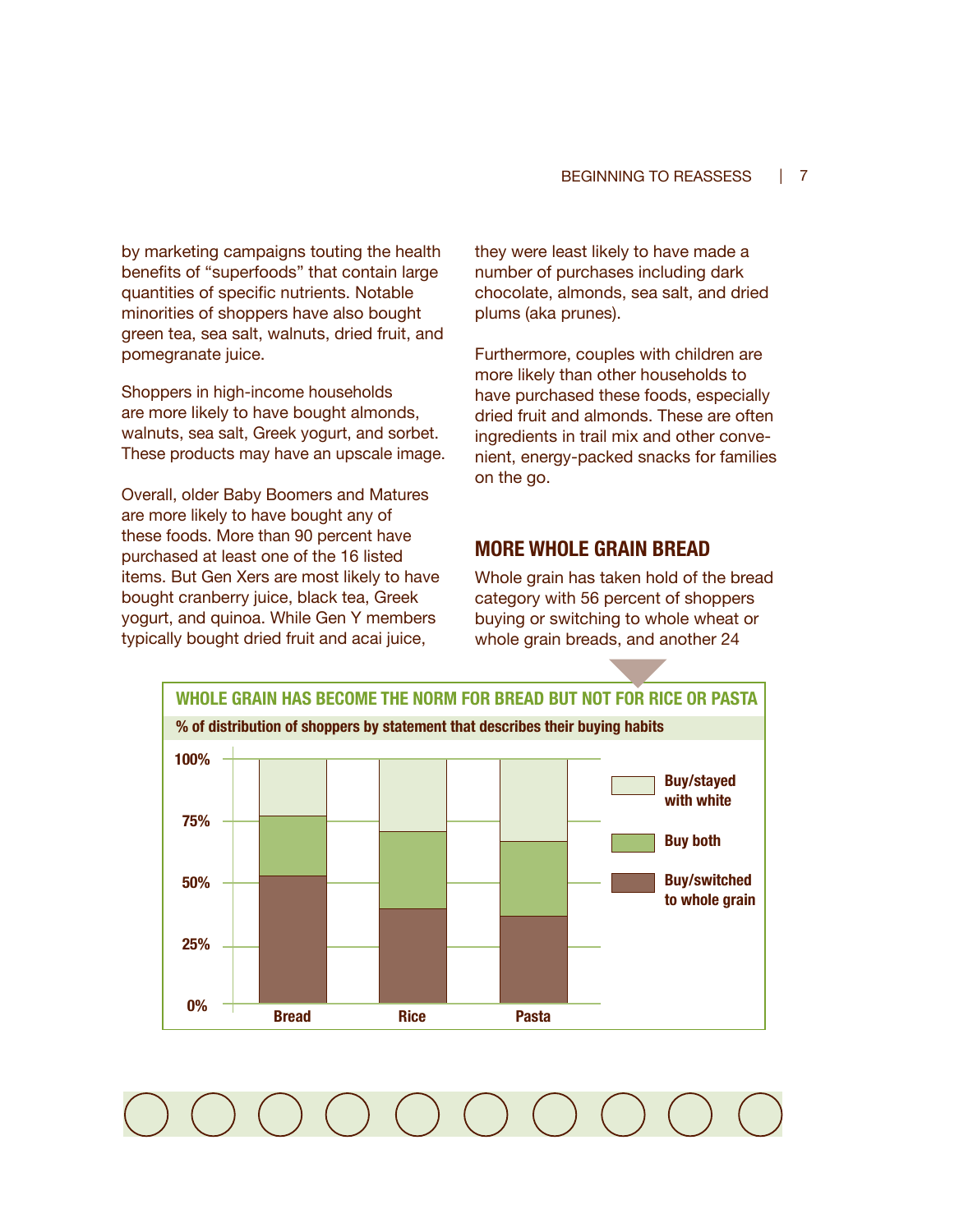by marketing campaigns touting the health benefits of "superfoods" that contain large quantities of specific nutrients. Notable minorities of shoppers have also bought green tea, sea salt, walnuts, dried fruit, and pomegranate juice.

Shoppers in high-income households are more likely to have bought almonds, walnuts, sea salt, Greek yogurt, and sorbet. These products may have an upscale image.

Overall, older Baby Boomers and Matures are more likely to have bought any of these foods. More than 90 percent have purchased at least one of the 16 listed items. But Gen Xers are most likely to have bought cranberry juice, black tea, Greek yogurt, and quinoa. While Gen Y members typically bought dried fruit and acai juice, they were least likely to have made a number of purchases including dark chocolate, almonds, sea salt, and dried plums (aka prunes).

Furthermore, couples with children are more likely than other households to have purchased these foods, especially dried fruit and almonds. These are often ingredients in trail mix and other convenient, energy-packed snacks for families on the go.

## MORE WHOLE GRAIN BREAD

Whole grain has taken hold of the bread category with 56 percent of shoppers buying or switching to whole wheat or whole grain breads, and another 24

**WHOLE GRAIN HAS BECOME THE NORM FOR BREAD BUT NOT FOR RICE OR PASTA**

**% of distribution of shoppers by statement that describes their buying habits**

Legend: Buy/stayed with white; Buy both; Buy/switched to whole grain

Categories: Bread, Rice, Pasta

Y-axis: 0%, 25%, 50%, 75%, 100%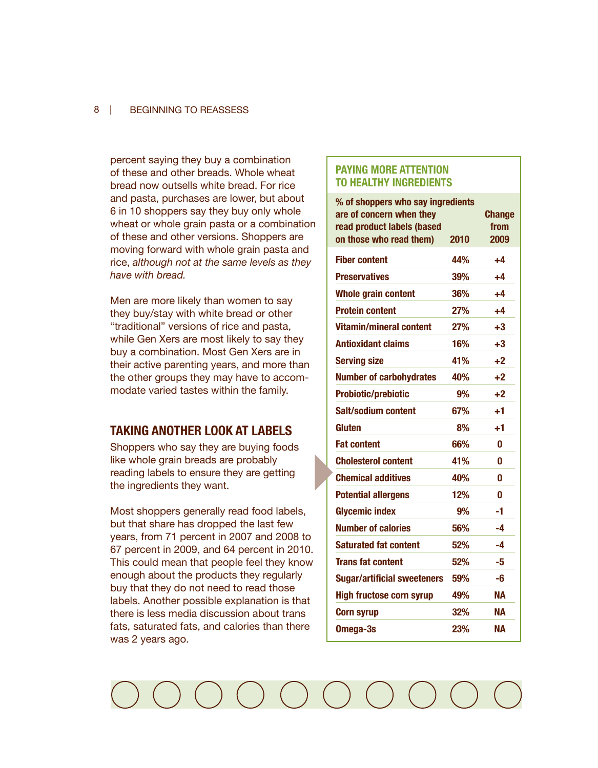percent saying they buy a combination of these and other breads. Whole wheat bread now outsells white bread. For rice and pasta, purchases are lower, but about 6 in 10 shoppers say they buy only whole wheat or whole grain pasta or a combination of these and other versions. Shoppers are moving forward with whole grain pasta and rice, *although not at the same levels as they have with bread.*

Men are more likely than women to say they buy/stay with white bread or other "traditional" versions of rice and pasta, while Gen Xers are most likely to say they buy a combination. Most Gen Xers are in their active parenting years, and more than the other groups they may have to accommodate varied tastes within the family.

## TAKING ANOTHER LOOK AT LABELS

Shoppers who say they are buying foods like whole grain breads are probably reading labels to ensure they are getting the ingredients they want.

Most shoppers generally read food labels, but that share has dropped the last few years, from 71 percent in 2007 and 2008 to 67 percent in 2009, and 64 percent in 2010. This could mean that people feel they know enough about the products they regularly buy that they do not need to read those labels. Another possible explanation is that there is less media discussion about trans fats, saturated fats, and calories than there was 2 years ago.

### PAYING MORE ATTENTION TO HEALTHY INGREDIENTS

| % of shoppers who say ingredients are of concern when they read product labels (based on those who read them) | 2010 | Change from 2009 |
|---|---|---|
| Fiber content | 44% | +4 |
| Preservatives | 39% | +4 |
| Whole grain content | 36% | +4 |
| Protein content | 27% | +4 |
| Vitamin/mineral content | 27% | +3 |
| Antioxidant claims | 16% | +3 |
| Serving size | 41% | +2 |
| Number of carbohydrates | 40% | +2 |
| Probiotic/prebiotic | 9% | +2 |
| Salt/sodium content | 67% | +1 |
| Gluten | 8% | +1 |
| Fat content | 66% | 0 |
| Cholesterol content | 41% | 0 |
| Chemical additives | 40% | 0 |
| Potential allergens | 12% | 0 |
| Glycemic index | 9% | -1 |
| Number of calories | 56% | -4 |
| Saturated fat content | 52% | -4 |
| Trans fat content | 52% | -5 |
| Sugar/artificial sweeteners | 59% | -6 |
| High fructose corn syrup | 49% | NA |
| Corn syrup | 32% | NA |
| Omega-3s | 23% | NA |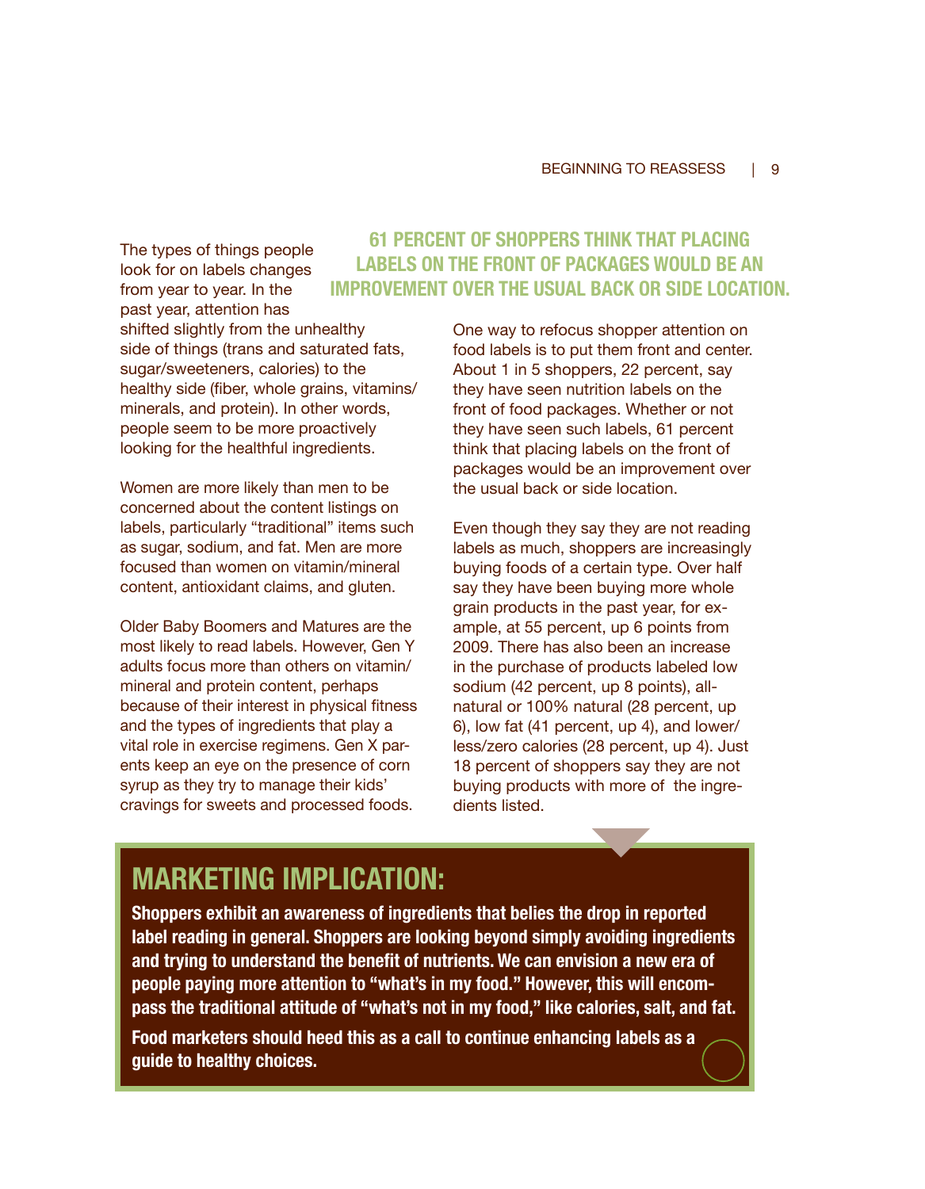The types of things people look for on labels changes from year to year. In the past year, attention has shifted slightly from the unhealthy side of things (trans and saturated fats, sugar/sweeteners, calories) to the healthy side (fiber, whole grains, vitamins/minerals, and protein). In other words, people seem to be more proactively looking for the healthful ingredients.

**61 PERCENT OF SHOPPERS THINK THAT PLACING LABELS ON THE FRONT OF PACKAGES WOULD BE AN IMPROVEMENT OVER THE USUAL BACK OR SIDE LOCATION.**

Women are more likely than men to be concerned about the content listings on labels, particularly "traditional" items such as sugar, sodium, and fat. Men are more focused than women on vitamin/mineral content, antioxidant claims, and gluten.

Older Baby Boomers and Matures are the most likely to read labels. However, Gen Y adults focus more than others on vitamin/mineral and protein content, perhaps because of their interest in physical fitness and the types of ingredients that play a vital role in exercise regimens. Gen X parents keep an eye on the presence of corn syrup as they try to manage their kids' cravings for sweets and processed foods.

One way to refocus shopper attention on food labels is to put them front and center. About 1 in 5 shoppers, 22 percent, say they have seen nutrition labels on the front of food packages. Whether or not they have seen such labels, 61 percent think that placing labels on the front of packages would be an improvement over the usual back or side location.

Even though they say they are not reading labels as much, shoppers are increasingly buying foods of a certain type. Over half say they have been buying more whole grain products in the past year, for example, at 55 percent, up 6 points from 2009. There has also been an increase in the purchase of products labeled low sodium (42 percent, up 8 points), all-natural or 100% natural (28 percent, up 6), low fat (41 percent, up 4), and lower/less/zero calories (28 percent, up 4). Just 18 percent of shoppers say they are not buying products with more of the ingredients listed.

## MARKETING IMPLICATION:

**Shoppers exhibit an awareness of ingredients that belies the drop in reported label reading in general. Shoppers are looking beyond simply avoiding ingredients and trying to understand the benefit of nutrients. We can envision a new era of people paying more attention to "what's in my food." However, this will encompass the traditional attitude of "what's not in my food," like calories, salt, and fat.**

**Food marketers should heed this as a call to continue enhancing labels as a guide to healthy choices.**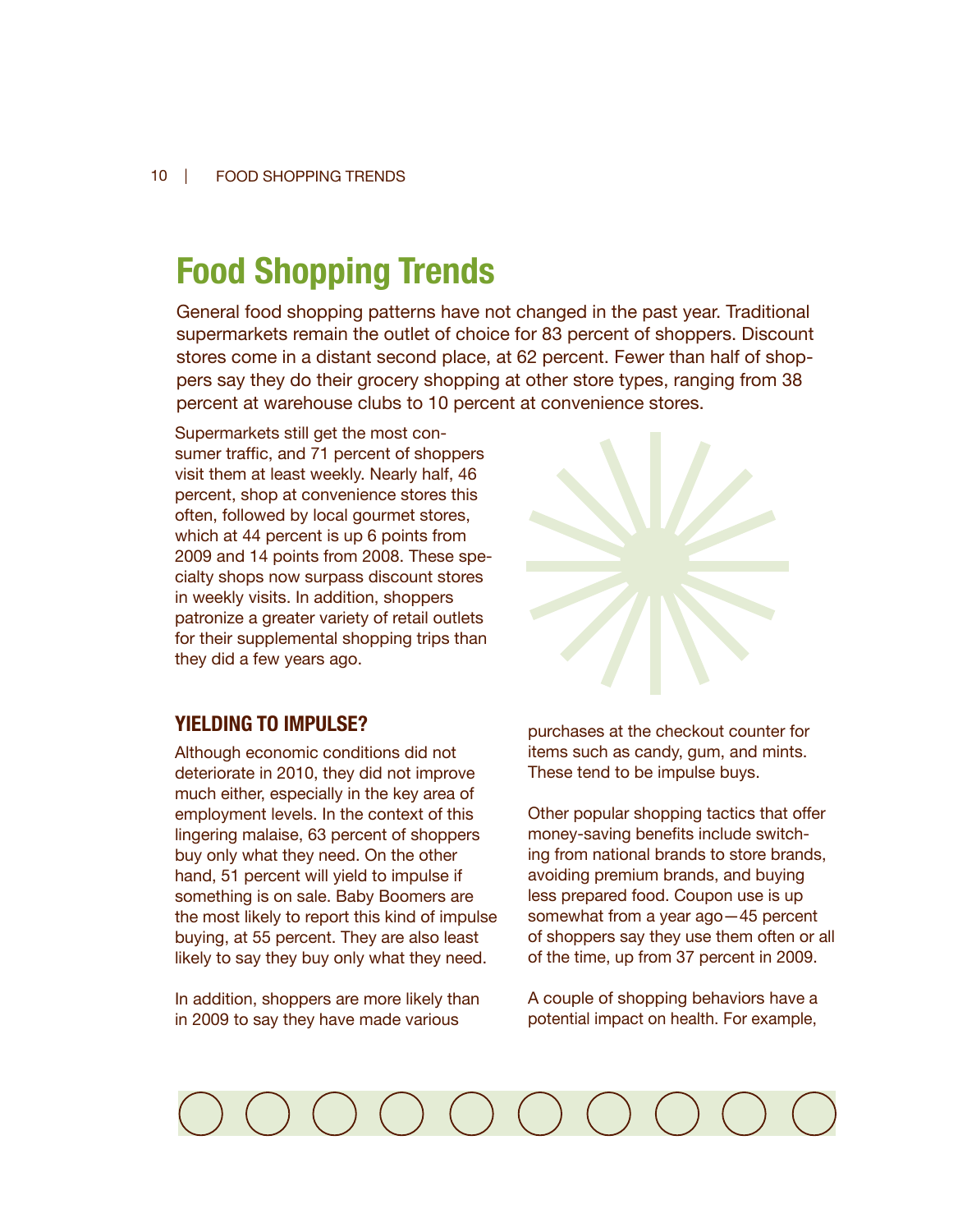# Food Shopping Trends

General food shopping patterns have not changed in the past year. Traditional supermarkets remain the outlet of choice for 83 percent of shoppers. Discount stores come in a distant second place, at 62 percent. Fewer than half of shoppers say they do their grocery shopping at other store types, ranging from 38 percent at warehouse clubs to 10 percent at convenience stores.

Supermarkets still get the most consumer traffic, and 71 percent of shoppers visit them at least weekly. Nearly half, 46 percent, shop at convenience stores this often, followed by local gourmet stores, which at 44 percent is up 6 points from 2009 and 14 points from 2008. These specialty shops now surpass discount stores in weekly visits. In addition, shoppers patronize a greater variety of retail outlets for their supplemental shopping trips than they did a few years ago.

## YIELDING TO IMPULSE?

Although economic conditions did not deteriorate in 2010, they did not improve much either, especially in the key area of employment levels. In the context of this lingering malaise, 63 percent of shoppers buy only what they need. On the other hand, 51 percent will yield to impulse if something is on sale. Baby Boomers are the most likely to report this kind of impulse buying, at 55 percent. They are also least likely to say they buy only what they need.

In addition, shoppers are more likely than in 2009 to say they have made various purchases at the checkout counter for items such as candy, gum, and mints. These tend to be impulse buys.

Other popular shopping tactics that offer money-saving benefits include switching from national brands to store brands, avoiding premium brands, and buying less prepared food. Coupon use is up somewhat from a year ago—45 percent of shoppers say they use them often or all of the time, up from 37 percent in 2009.

A couple of shopping behaviors have a potential impact on health. For example,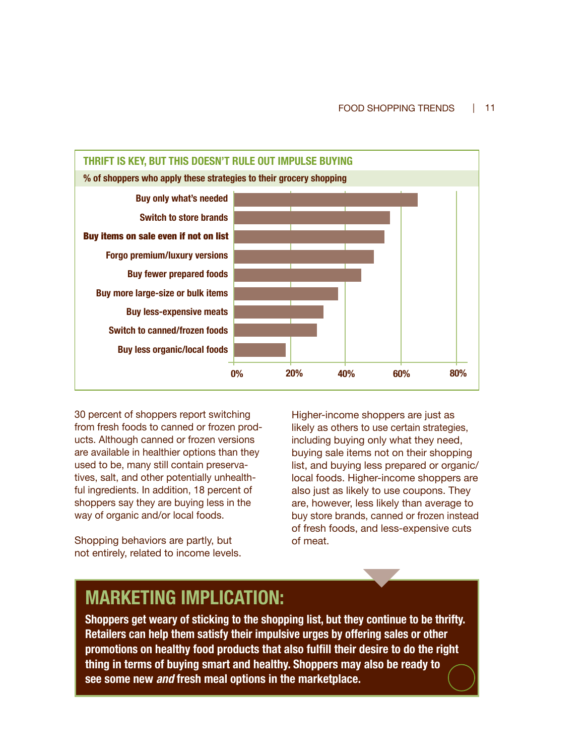## THRIFT IS KEY, BUT THIS DOESN'T RULE OUT IMPULSE BUYING

**% of shoppers who apply these strategies to their grocery shopping**

- Buy only what's needed
- Switch to store brands
- Buy items on sale even if not on list
- Forgo premium/luxury versions
- Buy fewer prepared foods
- Buy more large-size or bulk items
- Buy less-expensive meats
- Switch to canned/frozen foods
- Buy less organic/local foods

0% | 20% | 40% | 60% | 80%

30 percent of shoppers report switching from fresh foods to canned or frozen products. Although canned or frozen versions are available in healthier options than they used to be, many still contain preservatives, salt, and other potentially unhealthful ingredients. In addition, 18 percent of shoppers say they are buying less in the way of organic and/or local foods.

Shopping behaviors are partly, but not entirely, related to income levels.

Higher-income shoppers are just as likely as others to use certain strategies, including buying only what they need, buying sale items not on their shopping list, and buying less prepared or organic/local foods. Higher-income shoppers are also just as likely to use coupons. They are, however, less likely than average to buy store brands, canned or frozen instead of fresh foods, and less-expensive cuts of meat.

## MARKETING IMPLICATION:

**Shoppers get weary of sticking to the shopping list, but they continue to be thrifty. Retailers can help them satisfy their impulsive urges by offering sales or other promotions on healthy food products that also fulfill their desire to do the right thing in terms of buying smart and healthy. Shoppers may also be ready to see some new *and* fresh meal options in the marketplace.**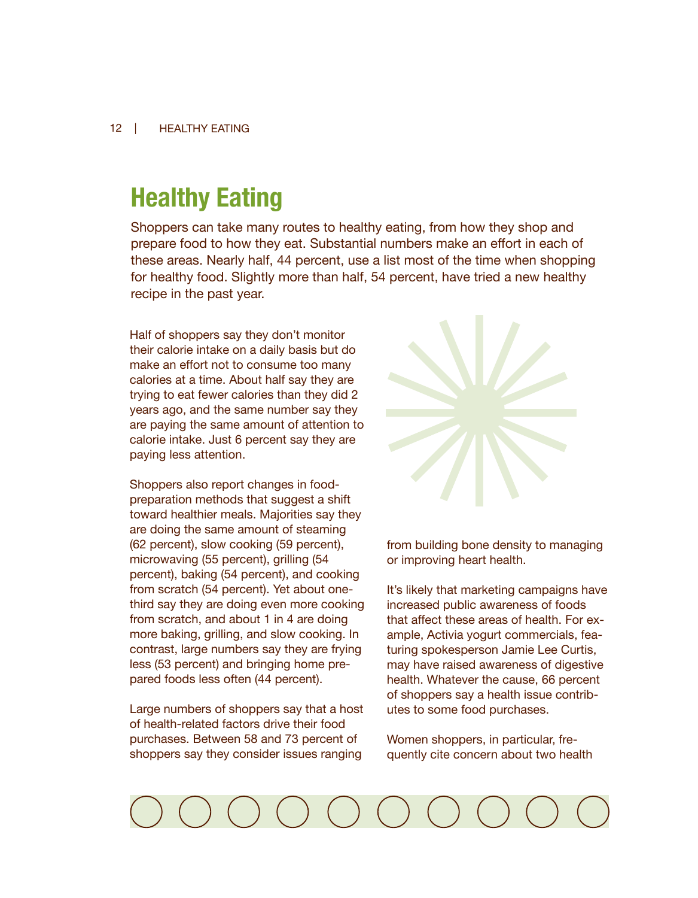# Healthy Eating

Shoppers can take many routes to healthy eating, from how they shop and prepare food to how they eat. Substantial numbers make an effort in each of these areas. Nearly half, 44 percent, use a list most of the time when shopping for healthy food. Slightly more than half, 54 percent, have tried a new healthy recipe in the past year.

Half of shoppers say they don't monitor their calorie intake on a daily basis but do make an effort not to consume too many calories at a time. About half say they are trying to eat fewer calories than they did 2 years ago, and the same number say they are paying the same amount of attention to calorie intake. Just 6 percent say they are paying less attention.

Shoppers also report changes in food-preparation methods that suggest a shift toward healthier meals. Majorities say they are doing the same amount of steaming (62 percent), slow cooking (59 percent), microwaving (55 percent), grilling (54 percent), baking (54 percent), and cooking from scratch (54 percent). Yet about one-third say they are doing even more cooking from scratch, and about 1 in 4 are doing more baking, grilling, and slow cooking. In contrast, large numbers say they are frying less (53 percent) and bringing home prepared foods less often (44 percent).

Large numbers of shoppers say that a host of health-related factors drive their food purchases. Between 58 and 73 percent of shoppers say they consider issues ranging from building bone density to managing or improving heart health.

It's likely that marketing campaigns have increased public awareness of foods that affect these areas of health. For example, Activia yogurt commercials, featuring spokesperson Jamie Lee Curtis, may have raised awareness of digestive health. Whatever the cause, 66 percent of shoppers say a health issue contributes to some food purchases.

Women shoppers, in particular, frequently cite concern about two health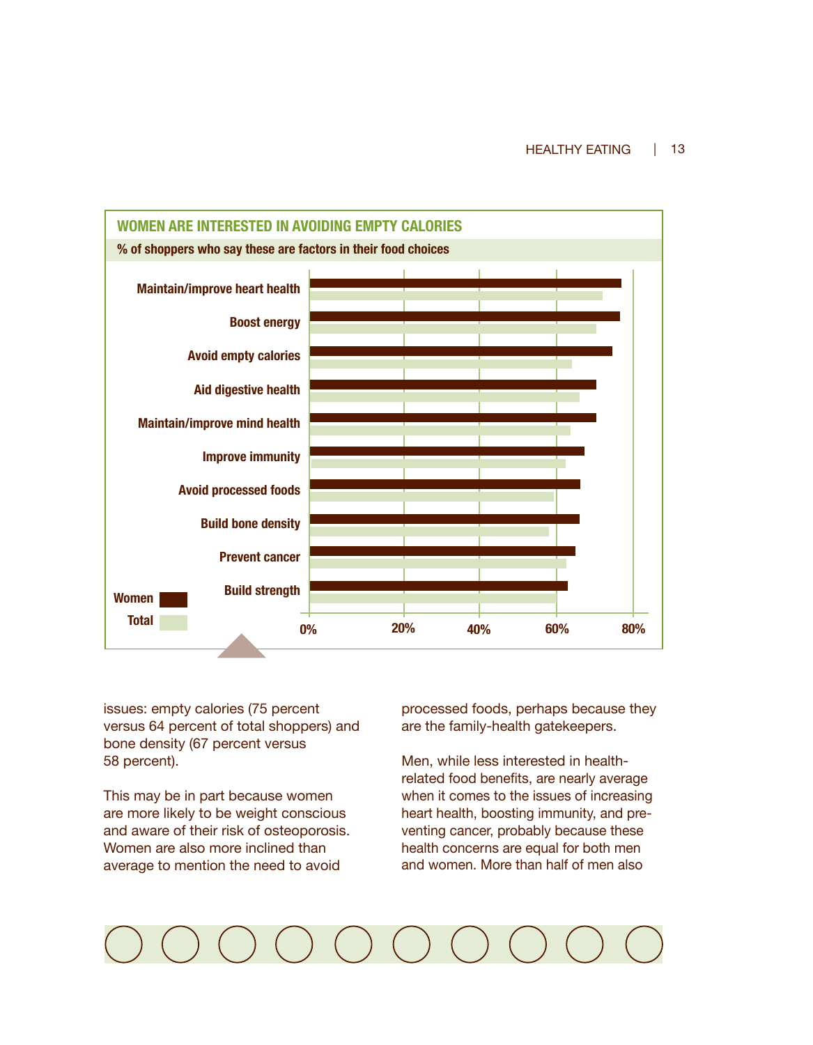**WOMEN ARE INTERESTED IN AVOIDING EMPTY CALORIES**

**% of shoppers who say these are factors in their food choices**

| | Women | Total |
|---|---|---|
| Maintain/improve heart health | | |
| Boost energy | | |
| Avoid empty calories | | |
| Aid digestive health | | |
| Maintain/improve mind health | | |
| Improve immunity | | |
| Avoid processed foods | | |
| Build bone density | | |
| Prevent cancer | | |
| Build strength | | |

0% 20% 40% 60% 80%

issues: empty calories (75 percent versus 64 percent of total shoppers) and bone density (67 percent versus 58 percent).

This may be in part because women are more likely to be weight conscious and aware of their risk of osteoporosis. Women are also more inclined than average to mention the need to avoid processed foods, perhaps because they are the family-health gatekeepers.

Men, while less interested in health-related food benefits, are nearly average when it comes to the issues of increasing heart health, boosting immunity, and preventing cancer, probably because these health concerns are equal for both men and women. More than half of men also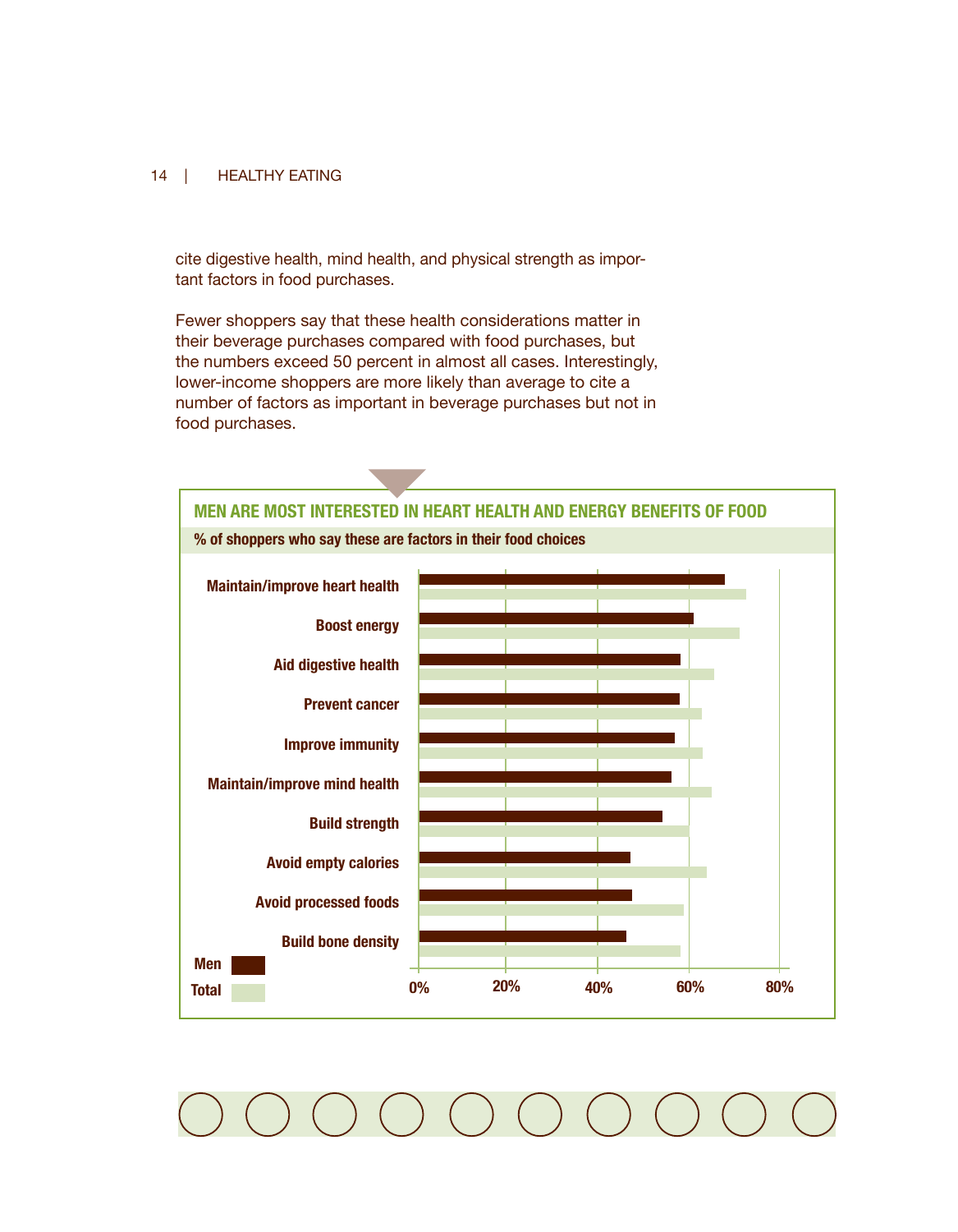cite digestive health, mind health, and physical strength as important factors in food purchases.

Fewer shoppers say that these health considerations matter in their beverage purchases compared with food purchases, but the numbers exceed 50 percent in almost all cases. Interestingly, lower-income shoppers are more likely than average to cite a number of factors as important in beverage purchases but not in food purchases.

**MEN ARE MOST INTERESTED IN HEART HEALTH AND ENERGY BENEFITS OF FOOD**

**% of shoppers who say these are factors in their food choices**

Chart categories (Men / Total): Maintain/improve heart health; Boost energy; Aid digestive health; Prevent cancer; Improve immunity; Maintain/improve mind health; Build strength; Avoid empty calories; Avoid processed foods; Build bone density

Axis: 0%, 20%, 40%, 60%, 80%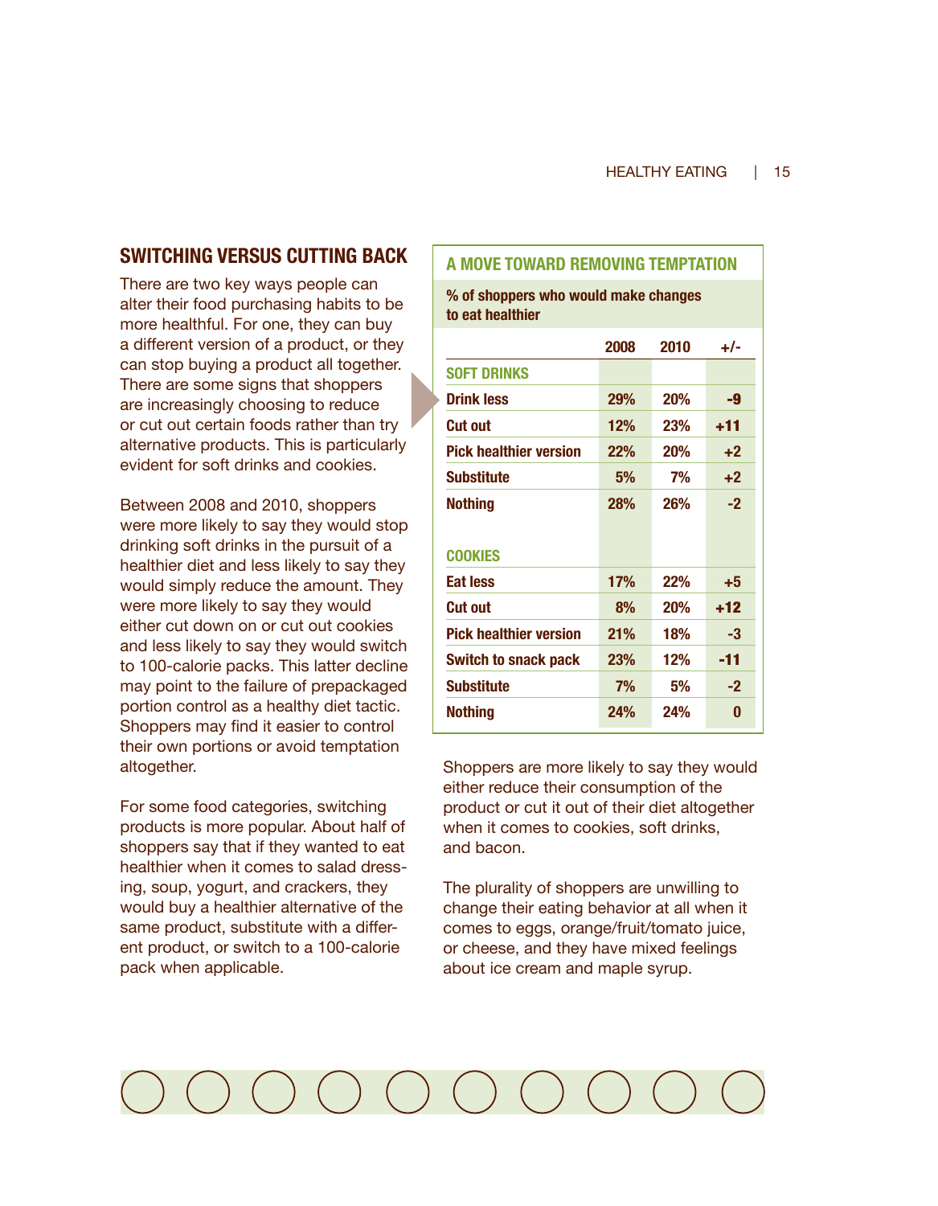## SWITCHING VERSUS CUTTING BACK

There are two key ways people can alter their food purchasing habits to be more healthful. For one, they can buy a different version of a product, or they can stop buying a product all together. There are some signs that shoppers are increasingly choosing to reduce or cut out certain foods rather than try alternative products. This is particularly evident for soft drinks and cookies.

Between 2008 and 2010, shoppers were more likely to say they would stop drinking soft drinks in the pursuit of a healthier diet and less likely to say they would simply reduce the amount. They were more likely to say they would either cut down on or cut out cookies and less likely to say they would switch to 100-calorie packs. This latter decline may point to the failure of prepackaged portion control as a healthy diet tactic. Shoppers may find it easier to control their own portions or avoid temptation altogether.

For some food categories, switching products is more popular. About half of shoppers say that if they wanted to eat healthier when it comes to salad dressing, soup, yogurt, and crackers, they would buy a healthier alternative of the same product, substitute with a different product, or switch to a 100-calorie pack when applicable.

### A MOVE TOWARD REMOVING TEMPTATION

**% of shoppers who would make changes to eat healthier**

| | 2008 | 2010 | +/- |
|---|---|---|---|
| **SOFT DRINKS** | | | |
| Drink less | 29% | 20% | -9 |
| Cut out | 12% | 23% | +11 |
| Pick healthier version | 22% | 20% | +2 |
| Substitute | 5% | 7% | +2 |
| Nothing | 28% | 26% | -2 |
| **COOKIES** | | | |
| Eat less | 17% | 22% | +5 |
| Cut out | 8% | 20% | +12 |
| Pick healthier version | 21% | 18% | -3 |
| Switch to snack pack | 23% | 12% | -11 |
| Substitute | 7% | 5% | -2 |
| Nothing | 24% | 24% | 0 |

Shoppers are more likely to say they would either reduce their consumption of the product or cut it out of their diet altogether when it comes to cookies, soft drinks, and bacon.

The plurality of shoppers are unwilling to change their eating behavior at all when it comes to eggs, orange/fruit/tomato juice, or cheese, and they have mixed feelings about ice cream and maple syrup.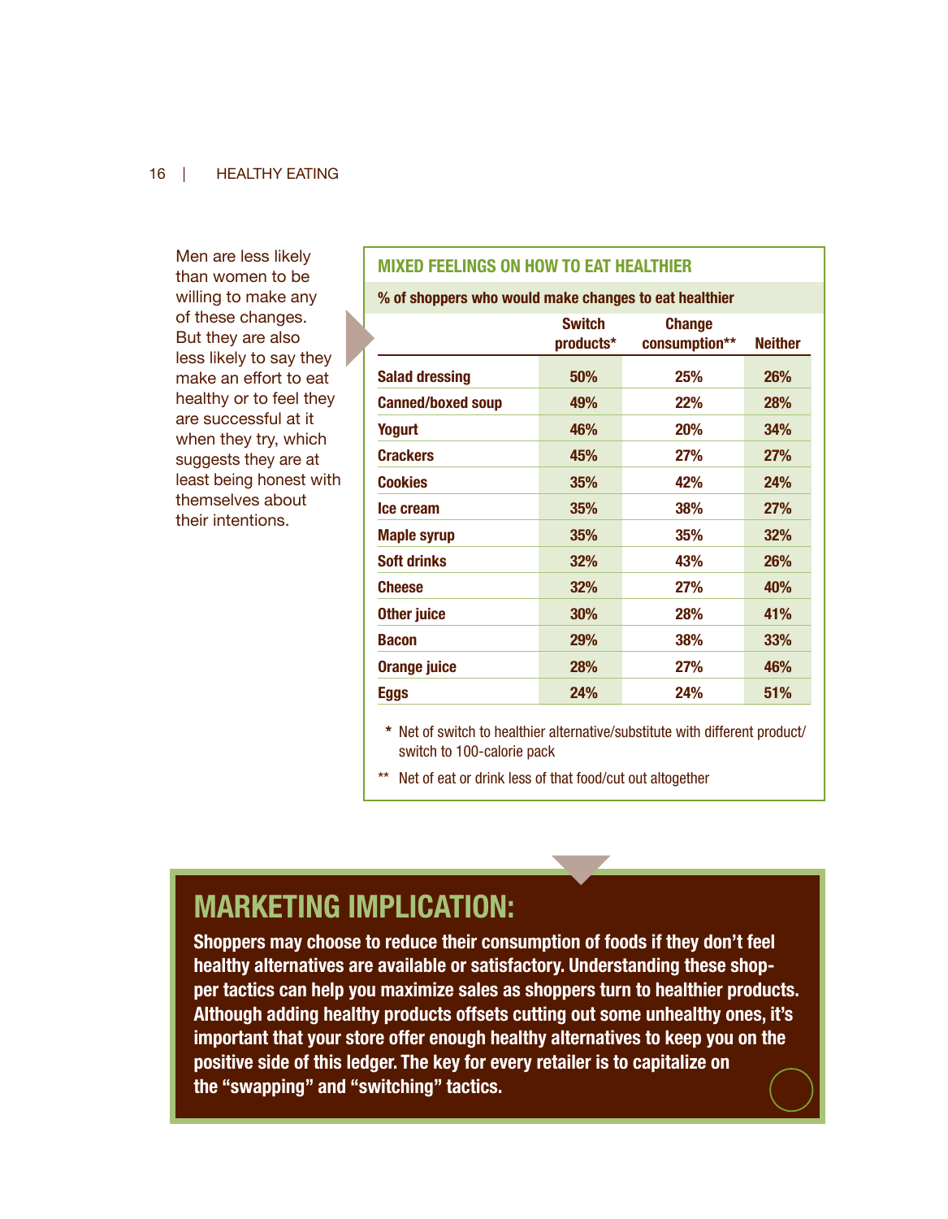Men are less likely than women to be willing to make any of these changes. But they are also less likely to say they make an effort to eat healthy or to feel they are successful at it when they try, which suggests they are at least being honest with themselves about their intentions.

### MIXED FEELINGS ON HOW TO EAT HEALTHIER

**% of shoppers who would make changes to eat healthier**

| | Switch products* | Change consumption** | Neither |
|---|---|---|---|
| Salad dressing | 50% | 25% | 26% |
| Canned/boxed soup | 49% | 22% | 28% |
| Yogurt | 46% | 20% | 34% |
| Crackers | 45% | 27% | 27% |
| Cookies | 35% | 42% | 24% |
| Ice cream | 35% | 38% | 27% |
| Maple syrup | 35% | 35% | 32% |
| Soft drinks | 32% | 43% | 26% |
| Cheese | 32% | 27% | 40% |
| Other juice | 30% | 28% | 41% |
| Bacon | 29% | 38% | 33% |
| Orange juice | 28% | 27% | 46% |
| Eggs | 24% | 24% | 51% |

\* Net of switch to healthier alternative/substitute with different product/ switch to 100-calorie pack

\*\* Net of eat or drink less of that food/cut out altogether

## MARKETING IMPLICATION:

**Shoppers may choose to reduce their consumption of foods if they don't feel healthy alternatives are available or satisfactory. Understanding these shopper tactics can help you maximize sales as shoppers turn to healthier products. Although adding healthy products offsets cutting out some unhealthy ones, it's important that your store offer enough healthy alternatives to keep you on the positive side of this ledger. The key for every retailer is to capitalize on the "swapping" and "switching" tactics.**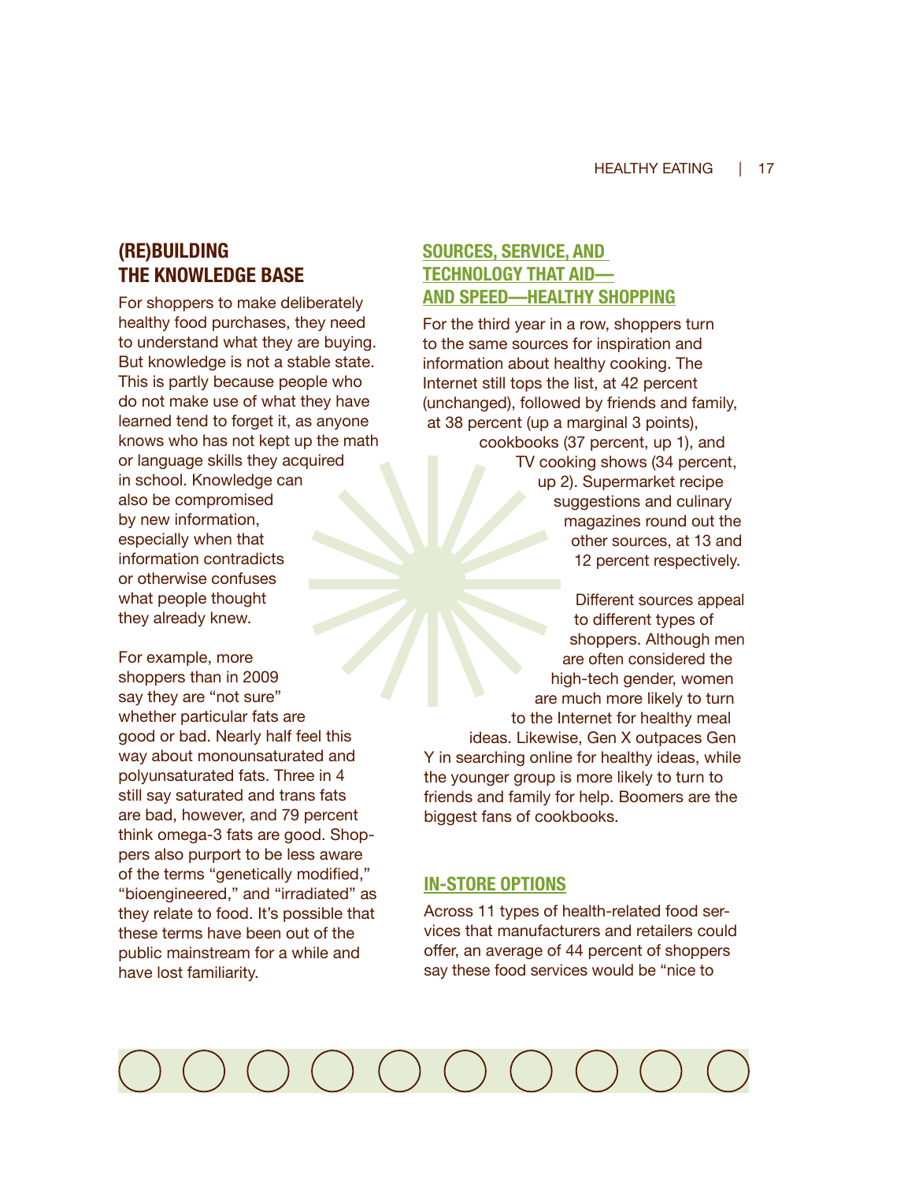## (RE)BUILDING THE KNOWLEDGE BASE

For shoppers to make deliberately healthy food purchases, they need to understand what they are buying. But knowledge is not a stable state. This is partly because people who do not make use of what they have learned tend to forget it, as anyone knows who has not kept up the math or language skills they acquired in school. Knowledge can also be compromised by new information, especially when that information contradicts or otherwise confuses what people thought they already knew.

For example, more shoppers than in 2009 say they are "not sure" whether particular fats are good or bad. Nearly half feel this way about monounsaturated and polyunsaturated fats. Three in 4 still say saturated and trans fats are bad, however, and 79 percent think omega-3 fats are good. Shoppers also purport to be less aware of the terms "genetically modified," "bioengineered," and "irradiated" as they relate to food. It's possible that these terms have been out of the public mainstream for a while and have lost familiarity.

## SOURCES, SERVICE, AND TECHNOLOGY THAT AID—AND SPEED—HEALTHY SHOPPING

For the third year in a row, shoppers turn to the same sources for inspiration and information about healthy cooking. The Internet still tops the list, at 42 percent (unchanged), followed by friends and family, at 38 percent (up a marginal 3 points), cookbooks (37 percent, up 1), and TV cooking shows (34 percent, up 2). Supermarket recipe suggestions and culinary magazines round out the other sources, at 13 and 12 percent respectively.

Different sources appeal to different types of shoppers. Although men are often considered the high-tech gender, women are much more likely to turn to the Internet for healthy meal ideas. Likewise, Gen X outpaces Gen Y in searching online for healthy ideas, while the younger group is more likely to turn to friends and family for help. Boomers are the biggest fans of cookbooks.

## IN-STORE OPTIONS

Across 11 types of health-related food services that manufacturers and retailers could offer, an average of 44 percent of shoppers say these food services would be "nice to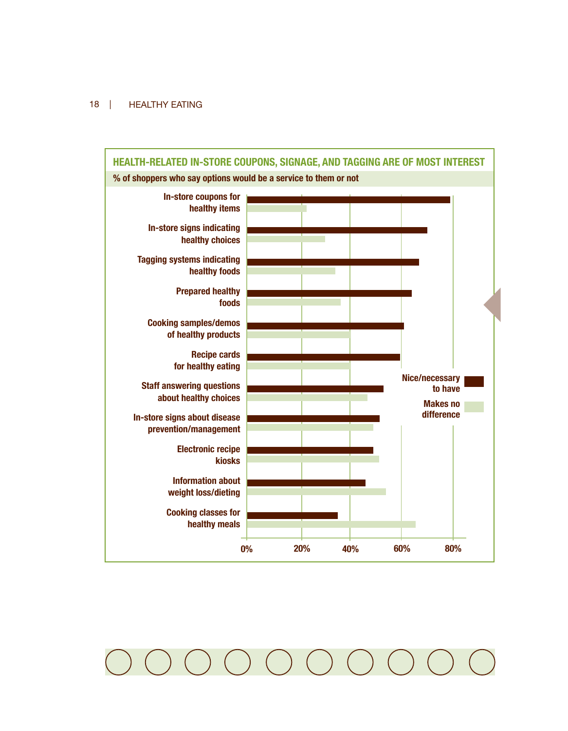## HEALTH-RELATED IN-STORE COUPONS, SIGNAGE, AND TAGGING ARE OF MOST INTEREST

**% of shoppers who say options would be a service to them or not**

| | Nice/necessary to have | Makes no difference |
|---|---|---|
| In-store coupons for healthy items | | |
| In-store signs indicating healthy choices | | |
| Tagging systems indicating healthy foods | | |
| Prepared healthy foods | | |
| Cooking samples/demos of healthy products | | |
| Recipe cards for healthy eating | | |
| Staff answering questions about healthy choices | | |
| In-store signs about disease prevention/management | | |
| Electronic recipe kiosks | | |
| Information about weight loss/dieting | | |
| Cooking classes for healthy meals | | |

0% 20% 40% 60% 80%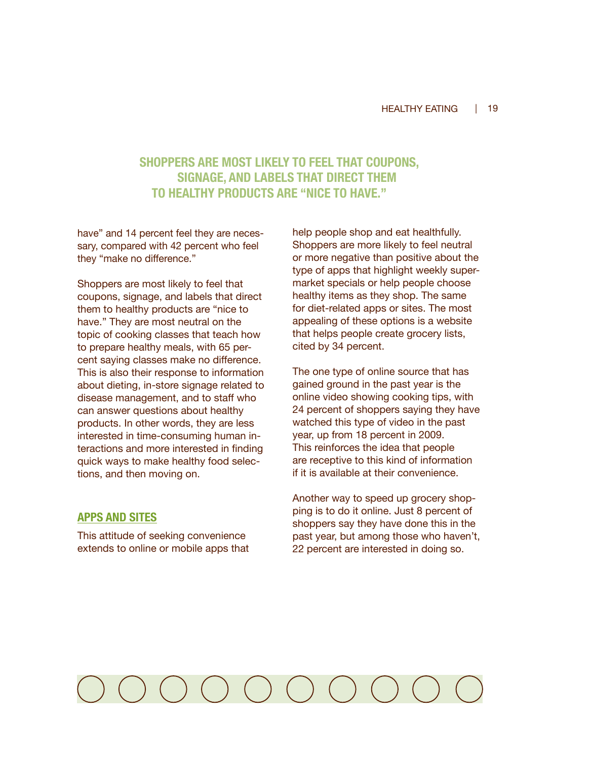**SHOPPERS ARE MOST LIKELY TO FEEL THAT COUPONS, SIGNAGE, AND LABELS THAT DIRECT THEM TO HEALTHY PRODUCTS ARE "NICE TO HAVE."**

have" and 14 percent feel they are necessary, compared with 42 percent who feel they "make no difference."

Shoppers are most likely to feel that coupons, signage, and labels that direct them to healthy products are "nice to have." They are most neutral on the topic of cooking classes that teach how to prepare healthy meals, with 65 percent saying classes make no difference. This is also their response to information about dieting, in-store signage related to disease management, and to staff who can answer questions about healthy products. In other words, they are less interested in time-consuming human interactions and more interested in finding quick ways to make healthy food selections, and then moving on.

## APPS AND SITES

This attitude of seeking convenience extends to online or mobile apps that help people shop and eat healthfully. Shoppers are more likely to feel neutral or more negative than positive about the type of apps that highlight weekly supermarket specials or help people choose healthy items as they shop. The same for diet-related apps or sites. The most appealing of these options is a website that helps people create grocery lists, cited by 34 percent.

The one type of online source that has gained ground in the past year is the online video showing cooking tips, with 24 percent of shoppers saying they have watched this type of video in the past year, up from 18 percent in 2009. This reinforces the idea that people are receptive to this kind of information if it is available at their convenience.

Another way to speed up grocery shopping is to do it online. Just 8 percent of shoppers say they have done this in the past year, but among those who haven't, 22 percent are interested in doing so.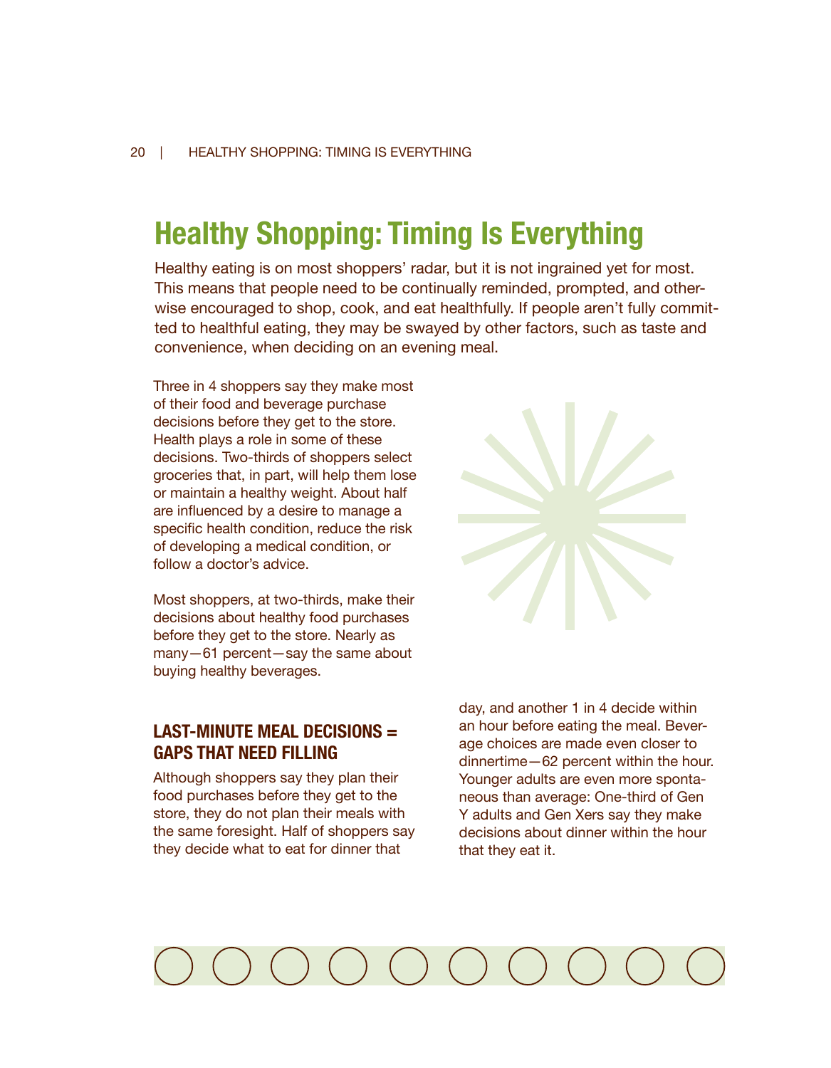# Healthy Shopping: Timing Is Everything

Healthy eating is on most shoppers' radar, but it is not ingrained yet for most. This means that people need to be continually reminded, prompted, and otherwise encouraged to shop, cook, and eat healthfully. If people aren't fully committed to healthful eating, they may be swayed by other factors, such as taste and convenience, when deciding on an evening meal.

Three in 4 shoppers say they make most of their food and beverage purchase decisions before they get to the store. Health plays a role in some of these decisions. Two-thirds of shoppers select groceries that, in part, will help them lose or maintain a healthy weight. About half are influenced by a desire to manage a specific health condition, reduce the risk of developing a medical condition, or follow a doctor's advice.

Most shoppers, at two-thirds, make their decisions about healthy food purchases before they get to the store. Nearly as many—61 percent—say the same about buying healthy beverages.

## LAST-MINUTE MEAL DECISIONS = GAPS THAT NEED FILLING

Although shoppers say they plan their food purchases before they get to the store, they do not plan their meals with the same foresight. Half of shoppers say they decide what to eat for dinner that day, and another 1 in 4 decide within an hour before eating the meal. Beverage choices are made even closer to dinnertime—62 percent within the hour. Younger adults are even more spontaneous than average: One-third of Gen Y adults and Gen Xers say they make decisions about dinner within the hour that they eat it.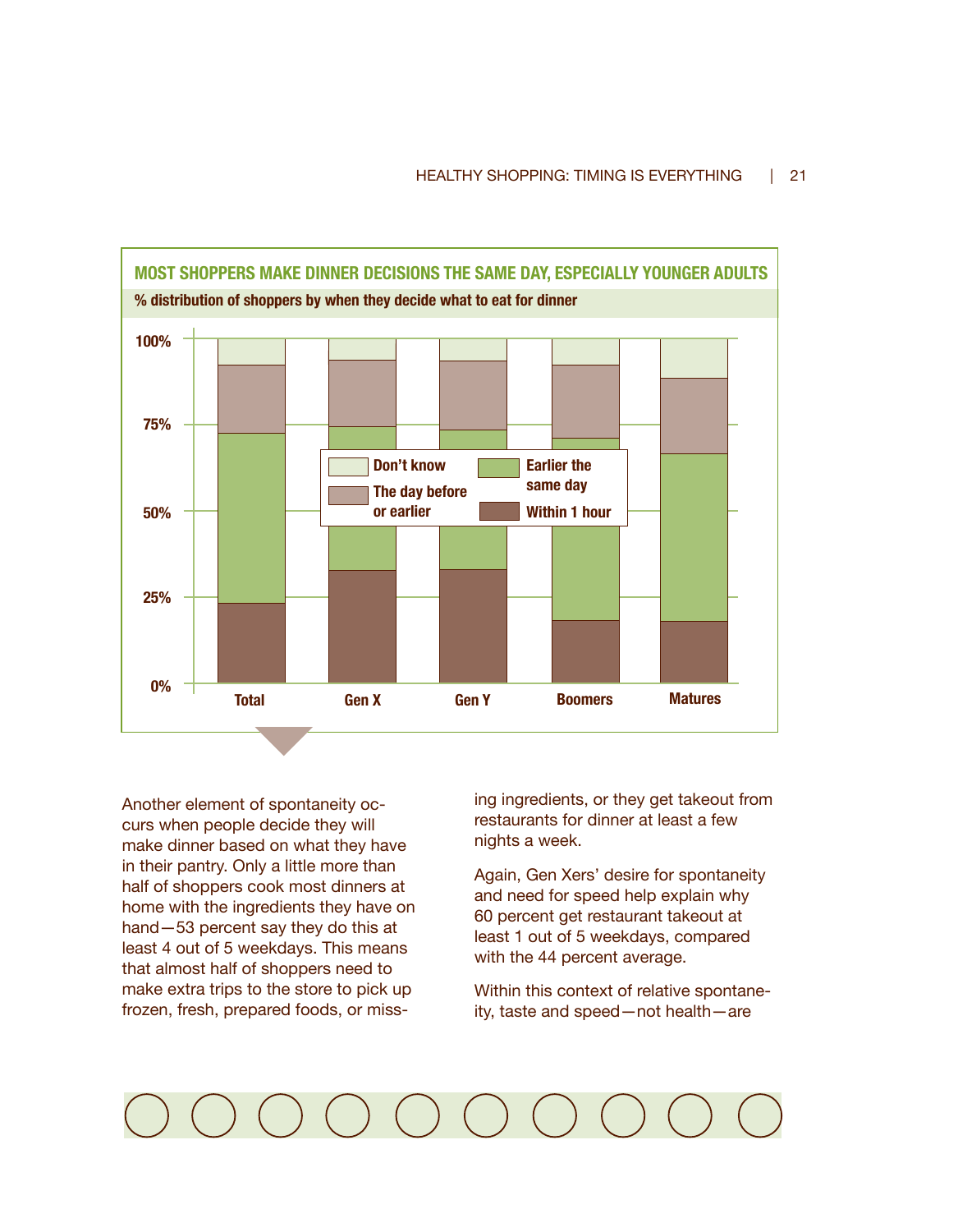## MOST SHOPPERS MAKE DINNER DECISIONS THE SAME DAY, ESPECIALLY YOUNGER ADULTS

**% distribution of shoppers by when they decide what to eat for dinner**

Legend: Don't know; The day before or earlier; Earlier the same day; Within 1 hour

Categories: Total, Gen X, Gen Y, Boomers, Matures

Another element of spontaneity occurs when people decide they will make dinner based on what they have in their pantry. Only a little more than half of shoppers cook most dinners at home with the ingredients they have on hand—53 percent say they do this at least 4 out of 5 weekdays. This means that almost half of shoppers need to make extra trips to the store to pick up frozen, fresh, prepared foods, or missing ingredients, or they get takeout from restaurants for dinner at least a few nights a week.

Again, Gen Xers' desire for spontaneity and need for speed help explain why 60 percent get restaurant takeout at least 1 out of 5 weekdays, compared with the 44 percent average.

Within this context of relative spontaneity, taste and speed—not health—are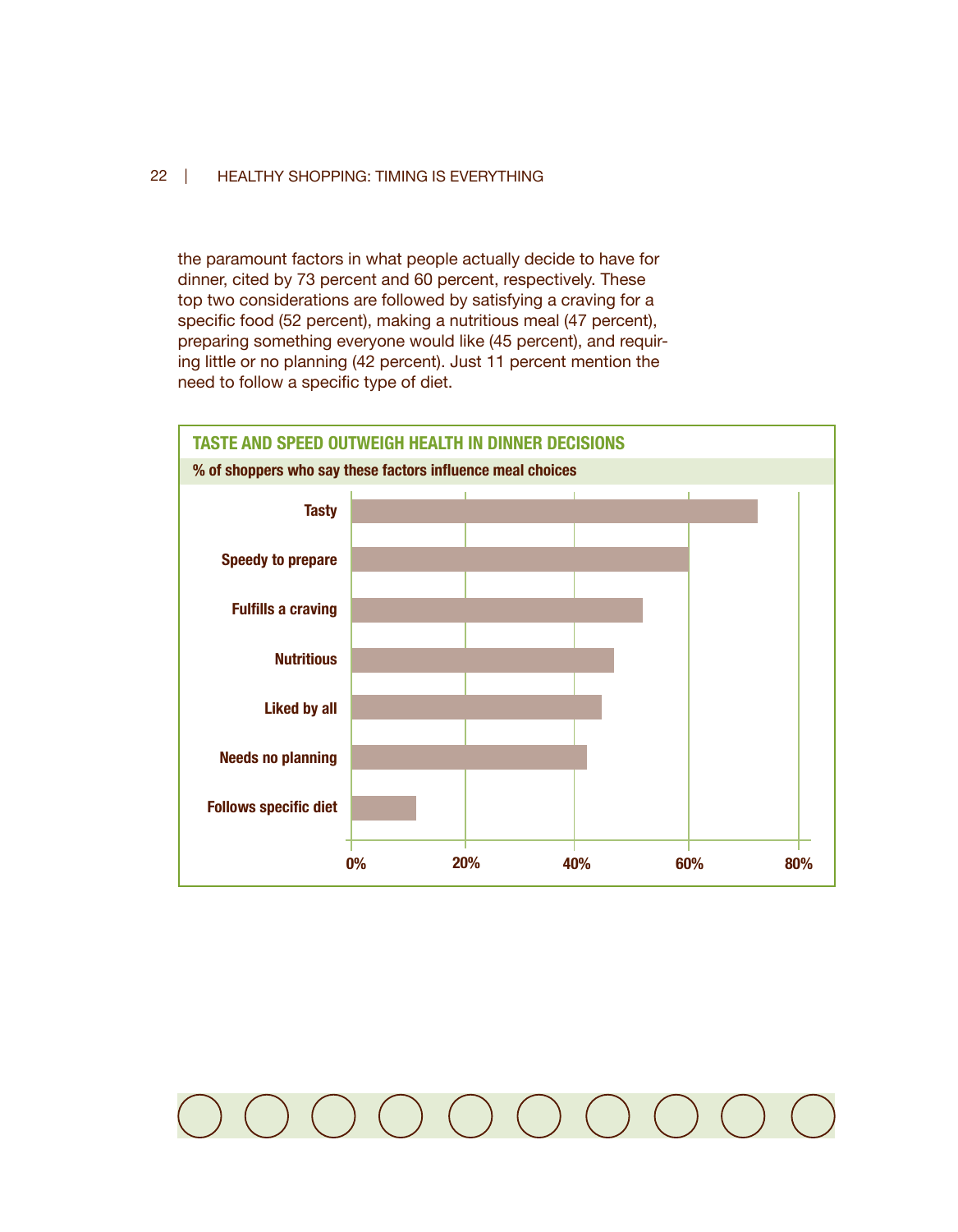the paramount factors in what people actually decide to have for dinner, cited by 73 percent and 60 percent, respectively. These top two considerations are followed by satisfying a craving for a specific food (52 percent), making a nutritious meal (47 percent), preparing something everyone would like (45 percent), and requiring little or no planning (42 percent). Just 11 percent mention the need to follow a specific type of diet.

**TASTE AND SPEED OUTWEIGH HEALTH IN DINNER DECISIONS**

**% of shoppers who say these factors influence meal choices**

| Factor | % |
|---|---|
| Tasty | 73% |
| Speedy to prepare | 60% |
| Fulfills a craving | 52% |
| Nutritious | 47% |
| Liked by all | 45% |
| Needs no planning | 42% |
| Follows specific diet | 11% |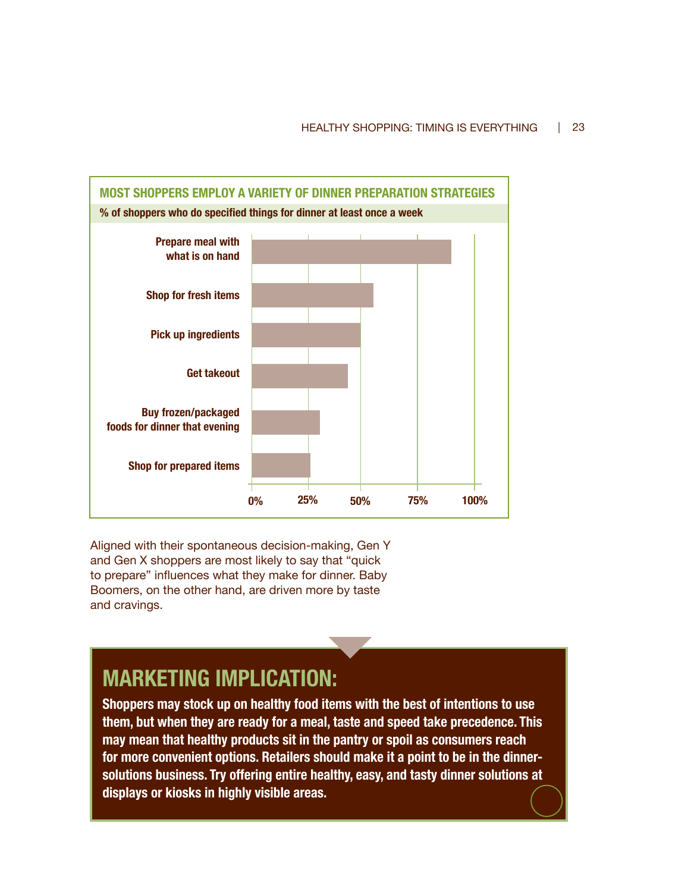**MOST SHOPPERS EMPLOY A VARIETY OF DINNER PREPARATION STRATEGIES**

**% of shoppers who do specified things for dinner at least once a week**

- Prepare meal with what is on hand
- Shop for fresh items
- Pick up ingredients
- Get takeout
- Buy frozen/packaged foods for dinner that evening
- Shop for prepared items

0% | 25% | 50% | 75% | 100%

Aligned with their spontaneous decision-making, Gen Y and Gen X shoppers are most likely to say that "quick to prepare" influences what they make for dinner. Baby Boomers, on the other hand, are driven more by taste and cravings.

## MARKETING IMPLICATION:

**Shoppers may stock up on healthy food items with the best of intentions to use them, but when they are ready for a meal, taste and speed take precedence. This may mean that healthy products sit in the pantry or spoil as consumers reach for more convenient options. Retailers should make it a point to be in the dinner-solutions business. Try offering entire healthy, easy, and tasty dinner solutions at displays or kiosks in highly visible areas.**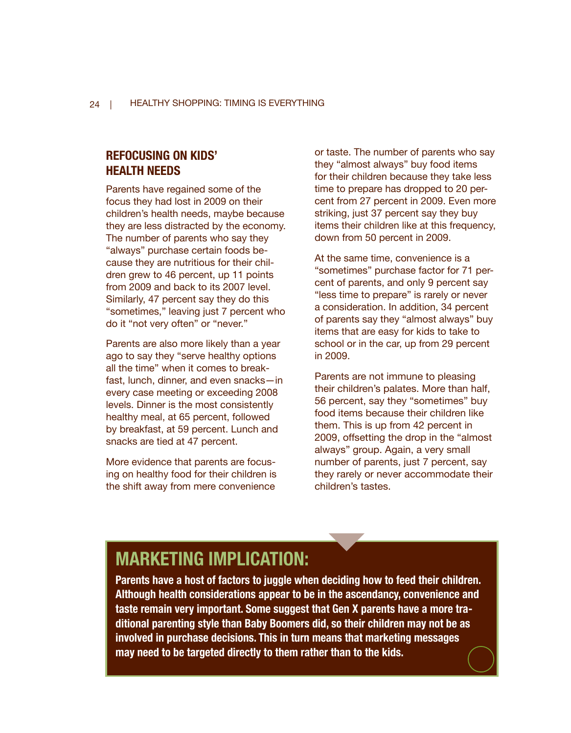## REFOCUSING ON KIDS' HEALTH NEEDS

Parents have regained some of the focus they had lost in 2009 on their children's health needs, maybe because they are less distracted by the economy. The number of parents who say they "always" purchase certain foods because they are nutritious for their children grew to 46 percent, up 11 points from 2009 and back to its 2007 level. Similarly, 47 percent say they do this "sometimes," leaving just 7 percent who do it "not very often" or "never."

Parents are also more likely than a year ago to say they "serve healthy options all the time" when it comes to breakfast, lunch, dinner, and even snacks—in every case meeting or exceeding 2008 levels. Dinner is the most consistently healthy meal, at 65 percent, followed by breakfast, at 59 percent. Lunch and snacks are tied at 47 percent.

More evidence that parents are focusing on healthy food for their children is the shift away from mere convenience or taste. The number of parents who say they "almost always" buy food items for their children because they take less time to prepare has dropped to 20 percent from 27 percent in 2009. Even more striking, just 37 percent say they buy items their children like at this frequency, down from 50 percent in 2009.

At the same time, convenience is a "sometimes" purchase factor for 71 percent of parents, and only 9 percent say "less time to prepare" is rarely or never a consideration. In addition, 34 percent of parents say they "almost always" buy items that are easy for kids to take to school or in the car, up from 29 percent in 2009.

Parents are not immune to pleasing their children's palates. More than half, 56 percent, say they "sometimes" buy food items because their children like them. This is up from 42 percent in 2009, offsetting the drop in the "almost always" group. Again, a very small number of parents, just 7 percent, say they rarely or never accommodate their children's tastes.

## MARKETING IMPLICATION:

**Parents have a host of factors to juggle when deciding how to feed their children. Although health considerations appear to be in the ascendancy, convenience and taste remain very important. Some suggest that Gen X parents have a more traditional parenting style than Baby Boomers did, so their children may not be as involved in purchase decisions. This in turn means that marketing messages may need to be targeted directly to them rather than to the kids.**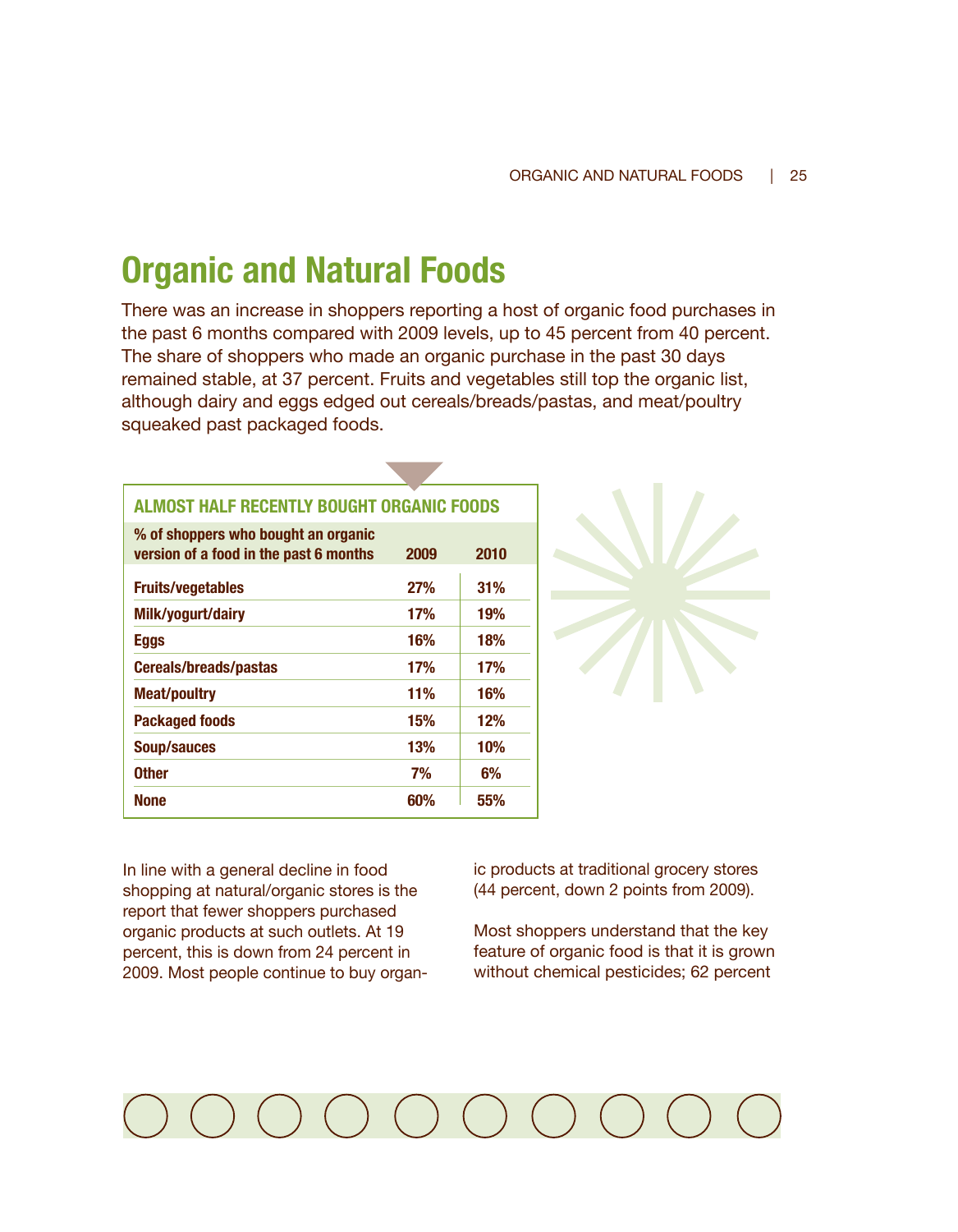# Organic and Natural Foods

There was an increase in shoppers reporting a host of organic food purchases in the past 6 months compared with 2009 levels, up to 45 percent from 40 percent. The share of shoppers who made an organic purchase in the past 30 days remained stable, at 37 percent. Fruits and vegetables still top the organic list, although dairy and eggs edged out cereals/breads/pastas, and meat/poultry squeaked past packaged foods.

**ALMOST HALF RECENTLY BOUGHT ORGANIC FOODS**

| % of shoppers who bought an organic version of a food in the past 6 months | 2009 | 2010 |
|---|---|---|
| Fruits/vegetables | 27% | 31% |
| Milk/yogurt/dairy | 17% | 19% |
| Eggs | 16% | 18% |
| Cereals/breads/pastas | 17% | 17% |
| Meat/poultry | 11% | 16% |
| Packaged foods | 15% | 12% |
| Soup/sauces | 13% | 10% |
| Other | 7% | 6% |
| None | 60% | 55% |

In line with a general decline in food shopping at natural/organic stores is the report that fewer shoppers purchased organic products at such outlets. At 19 percent, this is down from 24 percent in 2009. Most people continue to buy organic products at traditional grocery stores (44 percent, down 2 points from 2009).

Most shoppers understand that the key feature of organic food is that it is grown without chemical pesticides; 62 percent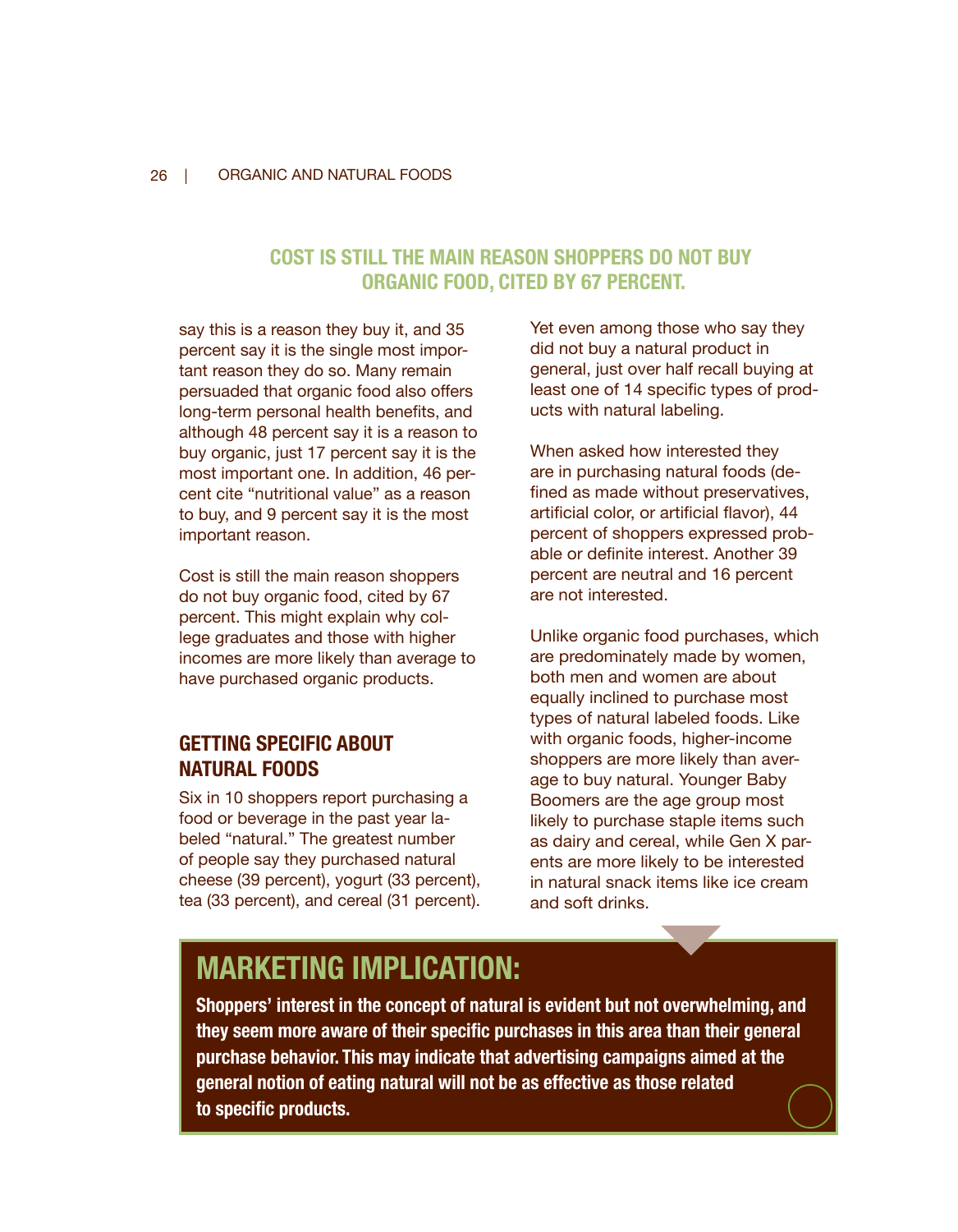**COST IS STILL THE MAIN REASON SHOPPERS DO NOT BUY ORGANIC FOOD, CITED BY 67 PERCENT.**

say this is a reason they buy it, and 35 percent say it is the single most important reason they do so. Many remain persuaded that organic food also offers long-term personal health benefits, and although 48 percent say it is a reason to buy organic, just 17 percent say it is the most important one. In addition, 46 percent cite "nutritional value" as a reason to buy, and 9 percent say it is the most important reason.

Cost is still the main reason shoppers do not buy organic food, cited by 67 percent. This might explain why college graduates and those with higher incomes are more likely than average to have purchased organic products.

## GETTING SPECIFIC ABOUT NATURAL FOODS

Six in 10 shoppers report purchasing a food or beverage in the past year labeled "natural." The greatest number of people say they purchased natural cheese (39 percent), yogurt (33 percent), tea (33 percent), and cereal (31 percent). Yet even among those who say they did not buy a natural product in general, just over half recall buying at least one of 14 specific types of products with natural labeling.

When asked how interested they are in purchasing natural foods (defined as made without preservatives, artificial color, or artificial flavor), 44 percent of shoppers expressed probable or definite interest. Another 39 percent are neutral and 16 percent are not interested.

Unlike organic food purchases, which are predominately made by women, both men and women are about equally inclined to purchase most types of natural labeled foods. Like with organic foods, higher-income shoppers are more likely than average to buy natural. Younger Baby Boomers are the age group most likely to purchase staple items such as dairy and cereal, while Gen X parents are more likely to be interested in natural snack items like ice cream and soft drinks.

## MARKETING IMPLICATION:

**Shoppers' interest in the concept of natural is evident but not overwhelming, and they seem more aware of their specific purchases in this area than their general purchase behavior. This may indicate that advertising campaigns aimed at the general notion of eating natural will not be as effective as those related to specific products.**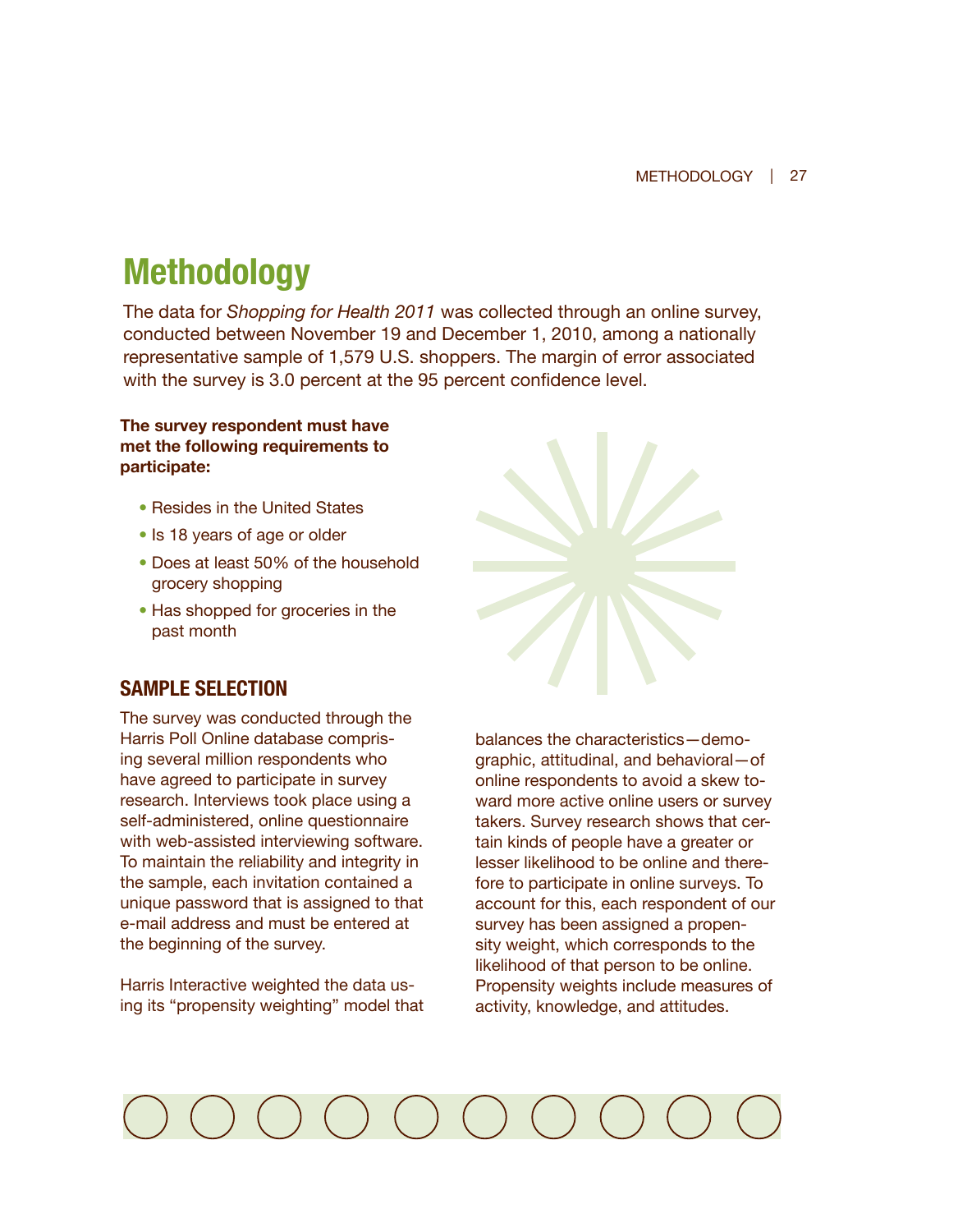# Methodology

The data for *Shopping for Health 2011* was collected through an online survey, conducted between November 19 and December 1, 2010, among a nationally representative sample of 1,579 U.S. shoppers. The margin of error associated with the survey is 3.0 percent at the 95 percent confidence level.

**The survey respondent must have met the following requirements to participate:**

- Resides in the United States
- Is 18 years of age or older
- Does at least 50% of the household grocery shopping
- Has shopped for groceries in the past month

## SAMPLE SELECTION

The survey was conducted through the Harris Poll Online database comprising several million respondents who have agreed to participate in survey research. Interviews took place using a self-administered, online questionnaire with web-assisted interviewing software. To maintain the reliability and integrity in the sample, each invitation contained a unique password that is assigned to that e-mail address and must be entered at the beginning of the survey.

Harris Interactive weighted the data using its "propensity weighting" model that balances the characteristics—demographic, attitudinal, and behavioral—of online respondents to avoid a skew toward more active online users or survey takers. Survey research shows that certain kinds of people have a greater or lesser likelihood to be online and therefore to participate in online surveys. To account for this, each respondent of our survey has been assigned a propensity weight, which corresponds to the likelihood of that person to be online. Propensity weights include measures of activity, knowledge, and attitudes.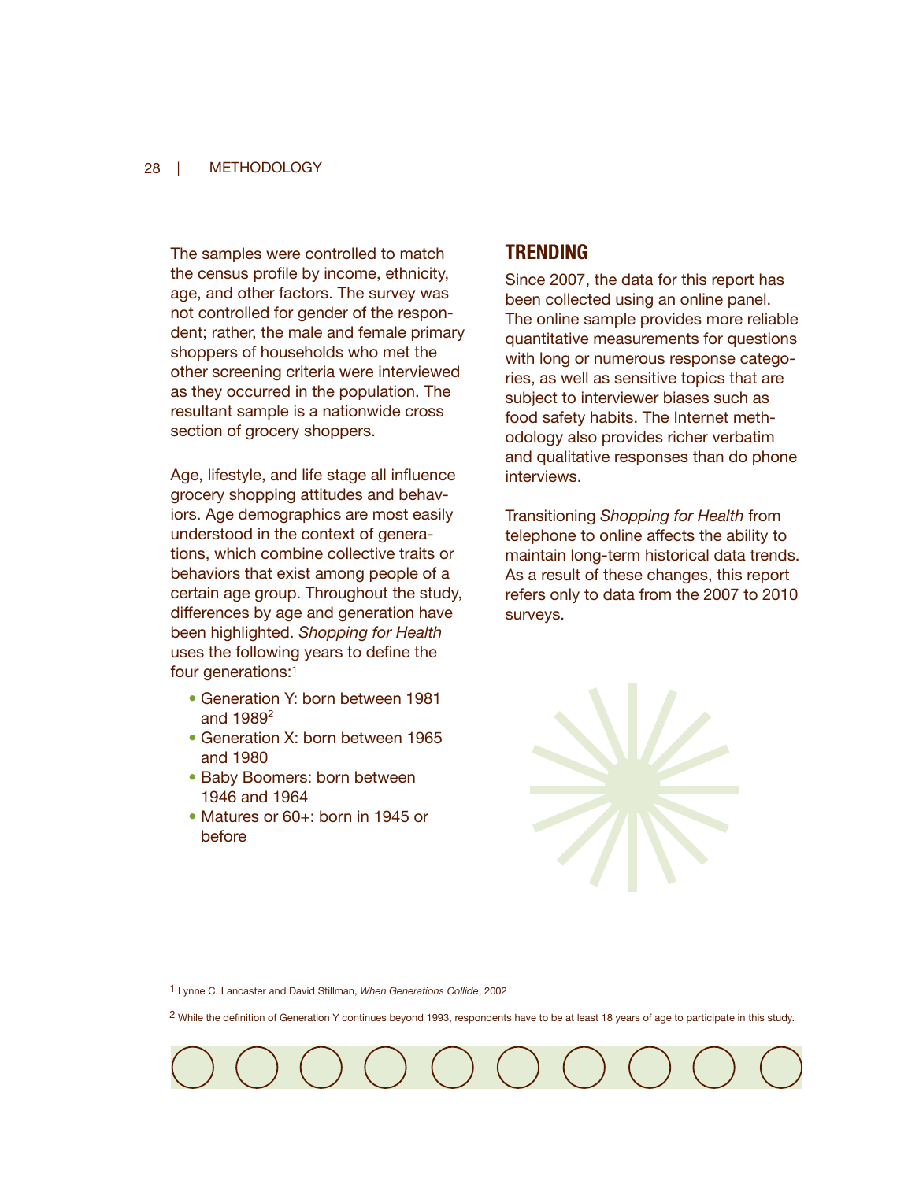The samples were controlled to match the census profile by income, ethnicity, age, and other factors. The survey was not controlled for gender of the respondent; rather, the male and female primary shoppers of households who met the other screening criteria were interviewed as they occurred in the population. The resultant sample is a nationwide cross section of grocery shoppers.

Age, lifestyle, and life stage all influence grocery shopping attitudes and behaviors. Age demographics are most easily understood in the context of generations, which combine collective traits or behaviors that exist among people of a certain age group. Throughout the study, differences by age and generation have been highlighted. *Shopping for Health* uses the following years to define the four generations:[1]

- Generation Y: born between 1981 and 1989[2]
- Generation X: born between 1965 and 1980
- Baby Boomers: born between 1946 and 1964
- Matures or 60+: born in 1945 or before

## TRENDING

Since 2007, the data for this report has been collected using an online panel. The online sample provides more reliable quantitative measurements for questions with long or numerous response categories, as well as sensitive topics that are subject to interviewer biases such as food safety habits. The Internet methodology also provides richer verbatim and qualitative responses than do phone interviews.

Transitioning *Shopping for Health* from telephone to online affects the ability to maintain long-term historical data trends. As a result of these changes, this report refers only to data from the 2007 to 2010 surveys.

[1] Lynne C. Lancaster and David Stillman, *When Generations Collide*, 2002

[2] While the definition of Generation Y continues beyond 1993, respondents have to be at least 18 years of age to participate in this study.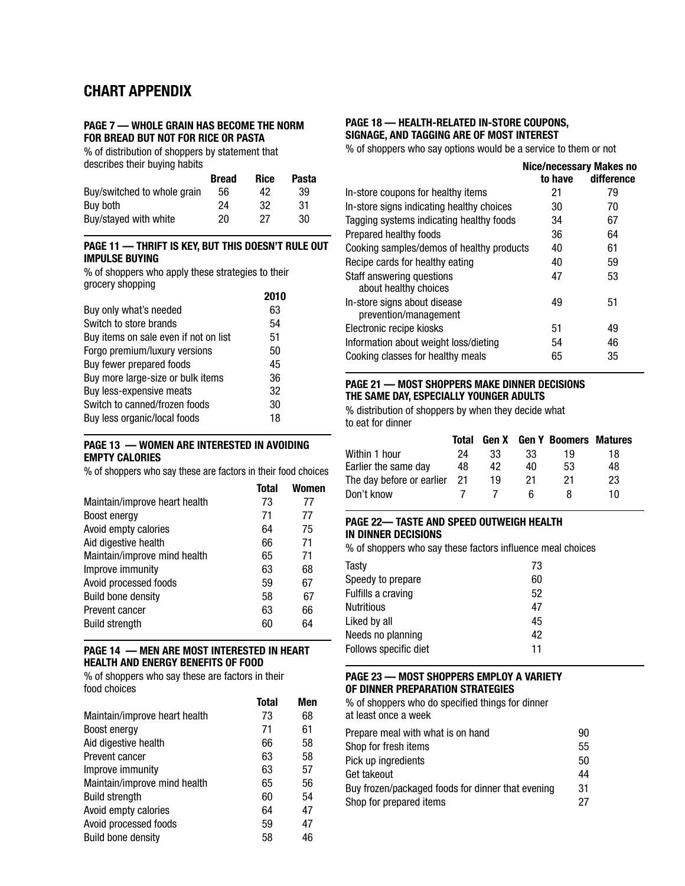# CHART APPENDIX

### PAGE 7 — WHOLE GRAIN HAS BECOME THE NORM FOR BREAD BUT NOT FOR RICE OR PASTA

% of distribution of shoppers by statement that describes their buying habits

| | Bread | Rice | Pasta |
|---|---|---|---|
| Buy/switched to whole grain | 56 | 42 | 39 |
| Buy both | 24 | 32 | 31 |
| Buy/stayed with white | 20 | 27 | 30 |

### PAGE 11 — THRIFT IS KEY, BUT THIS DOESN'T RULE OUT IMPULSE BUYING

% of shoppers who apply these strategies to their grocery shopping

| | 2010 |
|---|---|
| Buy only what's needed | 63 |
| Switch to store brands | 54 |
| Buy items on sale even if not on list | 51 |
| Forgo premium/luxury versions | 50 |
| Buy fewer prepared foods | 45 |
| Buy more large-size or bulk items | 36 |
| Buy less-expensive meats | 32 |
| Switch to canned/frozen foods | 30 |
| Buy less organic/local foods | 18 |

### PAGE 13 — WOMEN ARE INTERESTED IN AVOIDING EMPTY CALORIES

% of shoppers who say these are factors in their food choices

| | Total | Women |
|---|---|---|
| Maintain/improve heart health | 73 | 77 |
| Boost energy | 71 | 77 |
| Avoid empty calories | 64 | 75 |
| Aid digestive health | 66 | 71 |
| Maintain/improve mind health | 65 | 71 |
| Improve immunity | 63 | 68 |
| Avoid processed foods | 59 | 67 |
| Build bone density | 58 | 67 |
| Prevent cancer | 63 | 66 |
| Build strength | 60 | 64 |

### PAGE 14 — MEN ARE MOST INTERESTED IN HEART HEALTH AND ENERGY BENEFITS OF FOOD

% of shoppers who say these are factors in their food choices

| | Total | Men |
|---|---|---|
| Maintain/improve heart health | 73 | 68 |
| Boost energy | 71 | 61 |
| Aid digestive health | 66 | 58 |
| Prevent cancer | 63 | 58 |
| Improve immunity | 63 | 57 |
| Maintain/improve mind health | 65 | 56 |
| Build strength | 60 | 54 |
| Avoid empty calories | 64 | 47 |
| Avoid processed foods | 59 | 47 |
| Build bone density | 58 | 46 |

### PAGE 18 — HEALTH-RELATED IN-STORE COUPONS, SIGNAGE, AND TAGGING ARE OF MOST INTEREST

% of shoppers who say options would be a service to them or not

| | Nice/necessary to have | Makes no difference |
|---|---|---|
| In-store coupons for healthy items | 21 | 79 |
| In-store signs indicating healthy choices | 30 | 70 |
| Tagging systems indicating healthy foods | 34 | 67 |
| Prepared healthy foods | 36 | 64 |
| Cooking samples/demos of healthy products | 40 | 61 |
| Recipe cards for healthy eating | 40 | 59 |
| Staff answering questions about healthy choices | 47 | 53 |
| In-store signs about disease prevention/management | 49 | 51 |
| Electronic recipe kiosks | 51 | 49 |
| Information about weight loss/dieting | 54 | 46 |
| Cooking classes for healthy meals | 65 | 35 |

### PAGE 21 — MOST SHOPPERS MAKE DINNER DECISIONS THE SAME DAY, ESPECIALLY YOUNGER ADULTS

% distribution of shoppers by when they decide what to eat for dinner

| | Total | Gen X | Gen Y | Boomers | Matures |
|---|---|---|---|---|---|
| Within 1 hour | 24 | 33 | 33 | 19 | 18 |
| Earlier the same day | 48 | 42 | 40 | 53 | 48 |
| The day before or earlier | 21 | 19 | 21 | 21 | 23 |
| Don't know | 7 | 7 | 6 | 8 | 10 |

### PAGE 22— TASTE AND SPEED OUTWEIGH HEALTH IN DINNER DECISIONS

% of shoppers who say these factors influence meal choices

| | |
|---|---|
| Tasty | 73 |
| Speedy to prepare | 60 |
| Fulfills a craving | 52 |
| Nutritious | 47 |
| Liked by all | 45 |
| Needs no planning | 42 |
| Follows specific diet | 11 |

### PAGE 23 — MOST SHOPPERS EMPLOY A VARIETY OF DINNER PREPARATION STRATEGIES

% of shoppers who do specified things for dinner at least once a week

| | |
|---|---|
| Prepare meal with what is on hand | 90 |
| Shop for fresh items | 55 |
| Pick up ingredients | 50 |
| Get takeout | 44 |
| Buy frozen/packaged foods for dinner that evening | 31 |
| Shop for prepared items | 27 |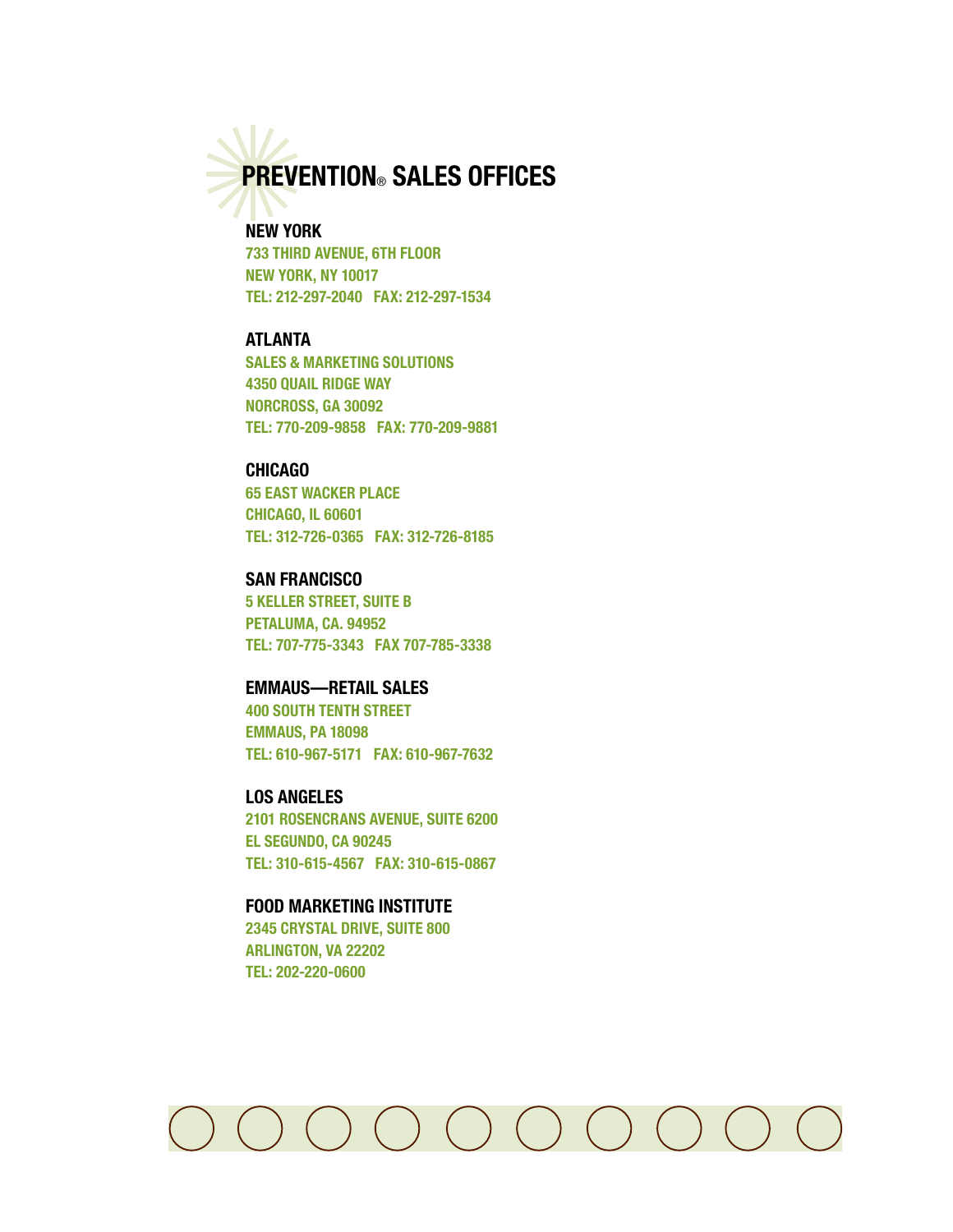# PREVENTION® SALES OFFICES

**NEW YORK**
733 THIRD AVENUE, 6TH FLOOR
NEW YORK, NY 10017
TEL: 212-297-2040 FAX: 212-297-1534

**ATLANTA**
SALES & MARKETING SOLUTIONS
4350 QUAIL RIDGE WAY
NORCROSS, GA 30092
TEL: 770-209-9858 FAX: 770-209-9881

**CHICAGO**
65 EAST WACKER PLACE
CHICAGO, IL 60601
TEL: 312-726-0365 FAX: 312-726-8185

**SAN FRANCISCO**
5 KELLER STREET, SUITE B
PETALUMA, CA. 94952
TEL: 707-775-3343 FAX 707-785-3338

**EMMAUS—RETAIL SALES**
400 SOUTH TENTH STREET
EMMAUS, PA 18098
TEL: 610-967-5171 FAX: 610-967-7632

**LOS ANGELES**
2101 ROSENCRANS AVENUE, SUITE 6200
EL SEGUNDO, CA 90245
TEL: 310-615-4567 FAX: 310-615-0867

**FOOD MARKETING INSTITUTE**
2345 CRYSTAL DRIVE, SUITE 800
ARLINGTON, VA 22202
TEL: 202-220-0600